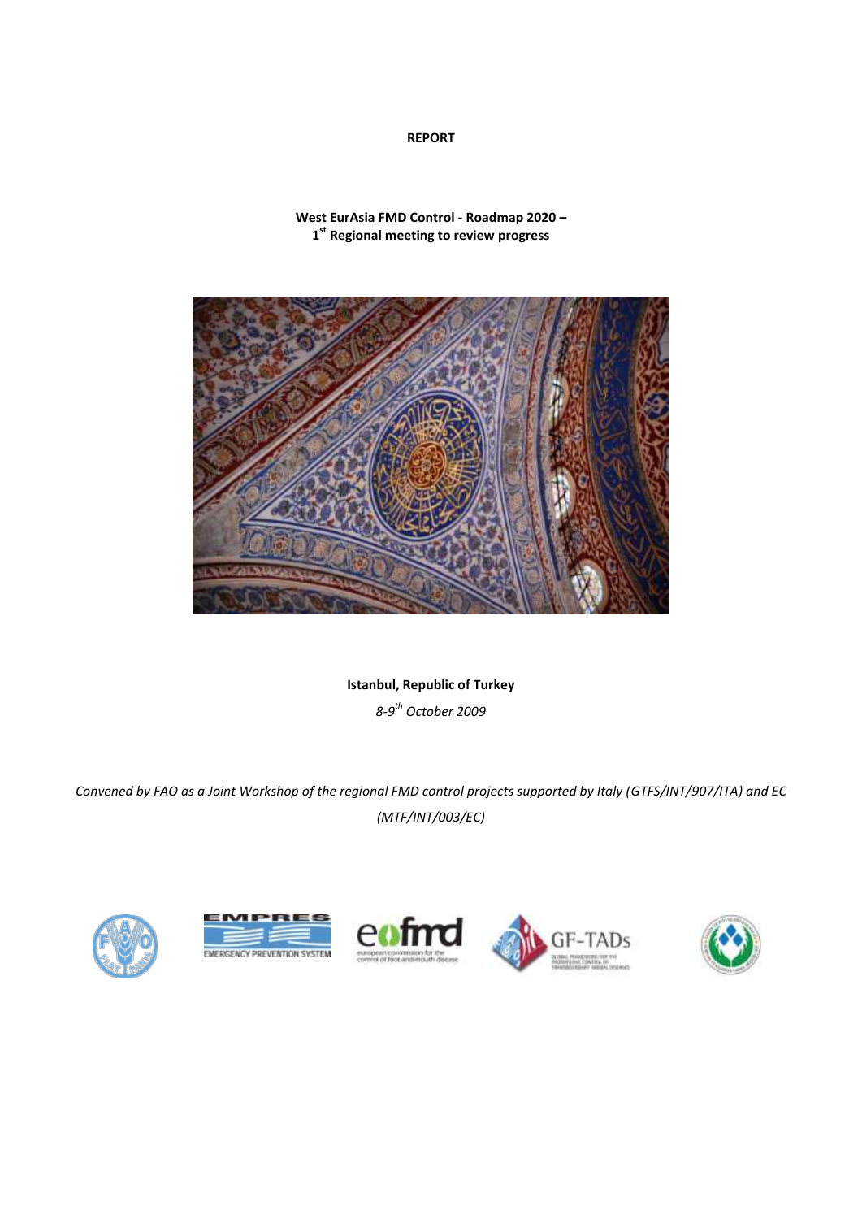**REPORT**

**West EurAsia FMD Control - Roadmap 2020 –**
**1st Regional meeting to review progress**

**Istanbul, Republic of Turkey**

*8-9th October 2009*

*Convened by FAO as a Joint Workshop of the regional FMD control projects supported by Italy (GTFS/INT/907/ITA) and EC (MTF/INT/003/EC)*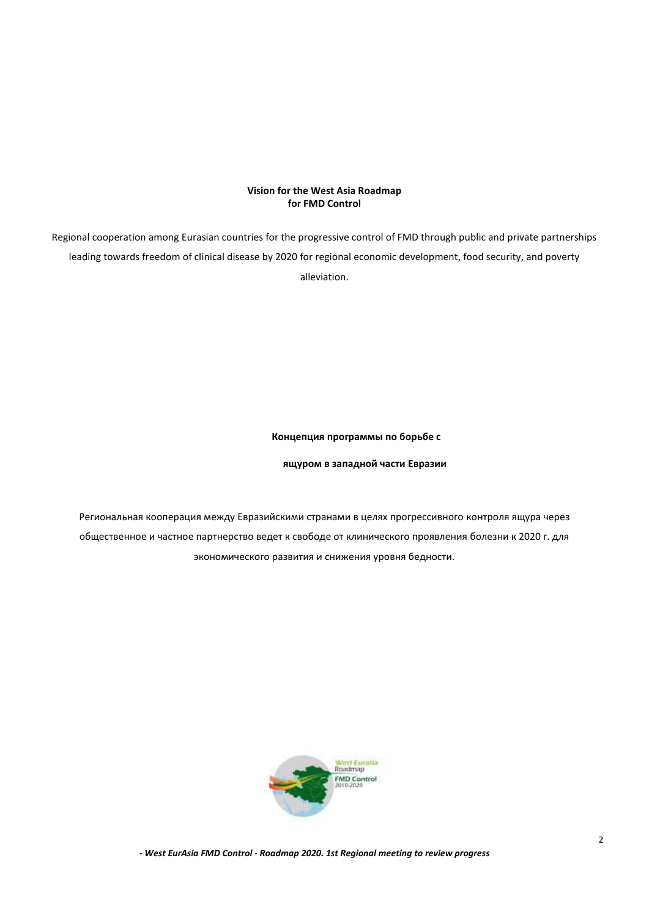**Vision for the West Asia Roadmap for FMD Control**

Regional cooperation among Eurasian countries for the progressive control of FMD through public and private partnerships leading towards freedom of clinical disease by 2020 for regional economic development, food security, and poverty alleviation.

**Концепция программы по борьбе с ящуром в западной части Евразии**

Региональная кооперация между Евразийскими странами в целях прогрессивного контроля ящура через общественное и частное партнерство ведет к свободе от клинического проявления болезни к 2020 г. для экономического развития и снижения уровня бедности.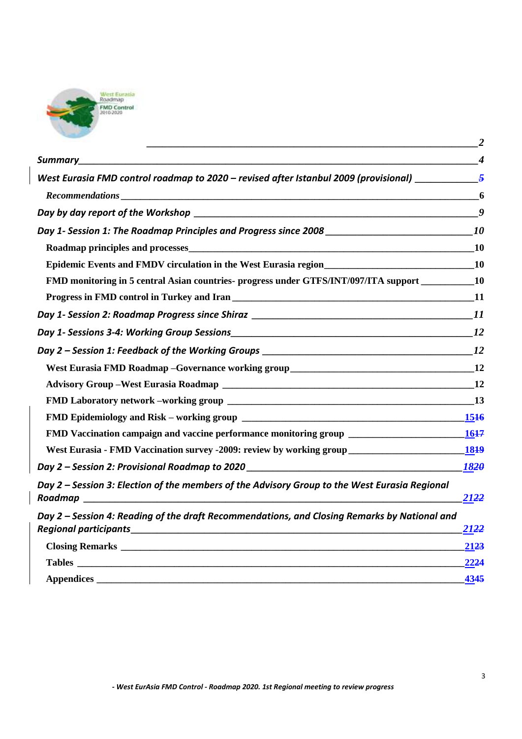| | |
|---|---|
| | *2* |
| ***Summary*** | *4* |
| ***West Eurasia FMD control roadmap to 2020 – revised after Istanbul 2009 (provisional)*** | *5* |
|     ***Recommendations*** | **6** |
| ***Day by day report of the Workshop*** | *9* |
| ***Day 1- Session 1: The Roadmap Principles and Progress since 2008*** | *10* |
|     **Roadmap principles and processes** | **10** |
|     **Epidemic Events and FMDV circulation in the West Eurasia region** | **10** |
|     **FMD monitoring in 5 central Asian countries- progress under GTFS/INT/097/ITA support** | **10** |
|     **Progress in FMD control in Turkey and Iran** | **11** |
| ***Day 1- Session 2: Roadmap Progress since Shiraz*** | *11* |
| ***Day 1- Sessions 3-4: Working Group Sessions*** | *12* |
| ***Day 2 – Session 1: Feedback of the Working Groups*** | *12* |
|     **West Eurasia FMD Roadmap –Governance working group** | **12** |
|     **Advisory Group –West Eurasia Roadmap** | **12** |
|     **FMD Laboratory network –working group** | **13** |
|     **FMD Epidemiology and Risk – working group** | **1516** |
|     **FMD Vaccination campaign and vaccine performance monitoring group** | **1617** |
|     **West Eurasia - FMD Vaccination survey -2009: review by working group** | **1819** |
| ***Day 2 – Session 2: Provisional Roadmap to 2020*** | *1820* |
| ***Day 2 – Session 3: Election of the members of the Advisory Group to the West Eurasia Regional Roadmap*** | *2122* |
| ***Day 2 – Session 4: Reading of the draft Recommendations, and Closing Remarks by National and Regional participants*** | *2122* |
|     **Closing Remarks** | **2123** |
|     **Tables** | **2224** |
|     **Appendices** | **4345** |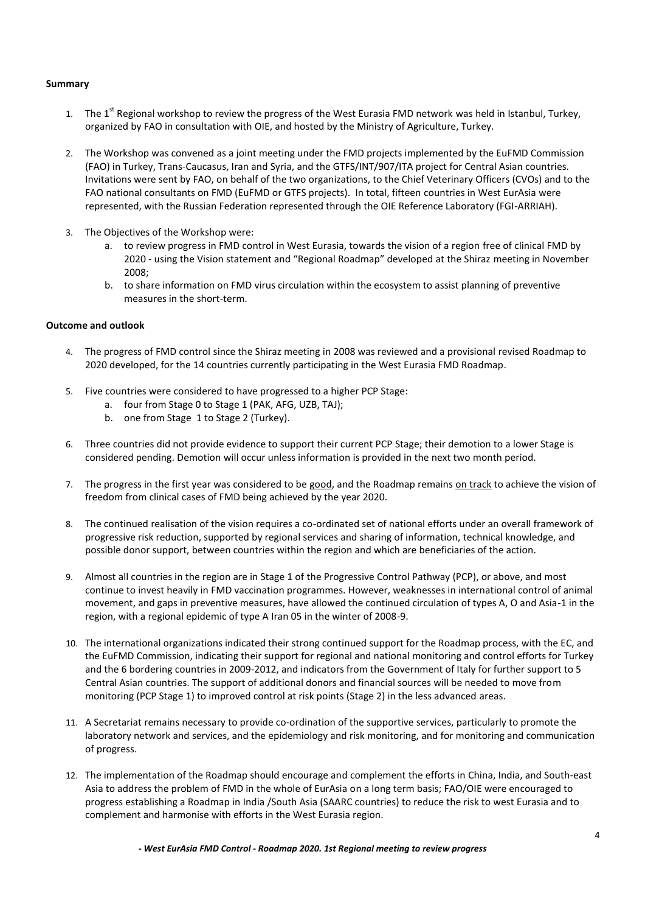**Summary**

1. The 1st Regional workshop to review the progress of the West Eurasia FMD network was held in Istanbul, Turkey, organized by FAO in consultation with OIE, and hosted by the Ministry of Agriculture, Turkey.

2. The Workshop was convened as a joint meeting under the FMD projects implemented by the EuFMD Commission (FAO) in Turkey, Trans-Caucasus, Iran and Syria, and the GTFS/INT/907/ITA project for Central Asian countries. Invitations were sent by FAO, on behalf of the two organizations, to the Chief Veterinary Officers (CVOs) and to the FAO national consultants on FMD (EuFMD or GTFS projects). In total, fifteen countries in West EurAsia were represented, with the Russian Federation represented through the OIE Reference Laboratory (FGI-ARRIAH).

3. The Objectives of the Workshop were:
   a. to review progress in FMD control in West Eurasia, towards the vision of a region free of clinical FMD by 2020 - using the Vision statement and "Regional Roadmap" developed at the Shiraz meeting in November 2008;
   b. to share information on FMD virus circulation within the ecosystem to assist planning of preventive measures in the short-term.

**Outcome and outlook**

4. The progress of FMD control since the Shiraz meeting in 2008 was reviewed and a provisional revised Roadmap to 2020 developed, for the 14 countries currently participating in the West Eurasia FMD Roadmap.

5. Five countries were considered to have progressed to a higher PCP Stage:
   a. four from Stage 0 to Stage 1 (PAK, AFG, UZB, TAJ);
   b. one from Stage 1 to Stage 2 (Turkey).

6. Three countries did not provide evidence to support their current PCP Stage; their demotion to a lower Stage is considered pending. Demotion will occur unless information is provided in the next two month period.

7. The progress in the first year was considered to be <u>good</u>, and the Roadmap remains <u>on track</u> to achieve the vision of freedom from clinical cases of FMD being achieved by the year 2020.

8. The continued realisation of the vision requires a co-ordinated set of national efforts under an overall framework of progressive risk reduction, supported by regional services and sharing of information, technical knowledge, and possible donor support, between countries within the region and which are beneficiaries of the action.

9. Almost all countries in the region are in Stage 1 of the Progressive Control Pathway (PCP), or above, and most continue to invest heavily in FMD vaccination programmes. However, weaknesses in international control of animal movement, and gaps in preventive measures, have allowed the continued circulation of types A, O and Asia-1 in the region, with a regional epidemic of type A Iran 05 in the winter of 2008-9.

10. The international organizations indicated their strong continued support for the Roadmap process, with the EC, and the EuFMD Commission, indicating their support for regional and national monitoring and control efforts for Turkey and the 6 bordering countries in 2009-2012, and indicators from the Government of Italy for further support to 5 Central Asian countries. The support of additional donors and financial sources will be needed to move from monitoring (PCP Stage 1) to improved control at risk points (Stage 2) in the less advanced areas.

11. A Secretariat remains necessary to provide co-ordination of the supportive services, particularly to promote the laboratory network and services, and the epidemiology and risk monitoring, and for monitoring and communication of progress.

12. The implementation of the Roadmap should encourage and complement the efforts in China, India, and South-east Asia to address the problem of FMD in the whole of EurAsia on a long term basis; FAO/OIE were encouraged to progress establishing a Roadmap in India /South Asia (SAARC countries) to reduce the risk to west Eurasia and to complement and harmonise with efforts in the West Eurasia region.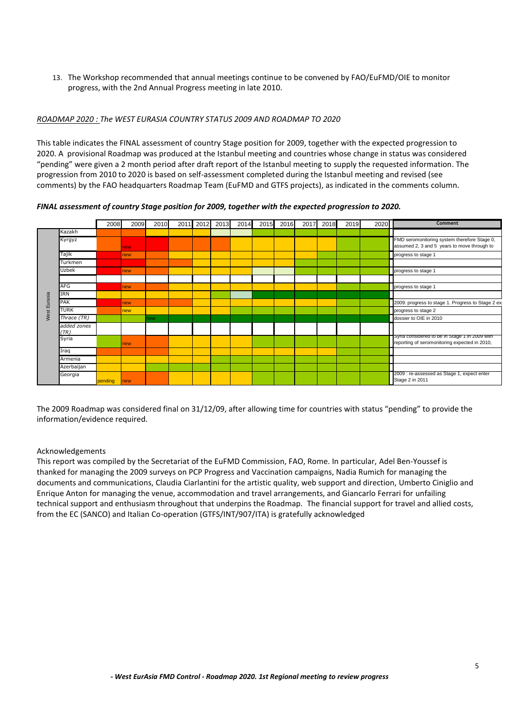13. The Workshop recommended that annual meetings continue to be convened by FAO/EuFMD/OIE to monitor progress, with the 2nd Annual Progress meeting in late 2010.

*ROADMAP 2020 : The WEST EURASIA COUNTRY STATUS 2009 AND ROADMAP TO 2020*

This table indicates the FINAL assessment of country Stage position for 2009, together with the expected progression to 2020. A provisional Roadmap was produced at the Istanbul meeting and countries whose change in status was considered "pending" were given a 2 month period after draft report of the Istanbul meeting to supply the requested information. The progression from 2010 to 2020 is based on self-assessment completed during the Istanbul meeting and revised (see comments) by the FAO headquarters Roadmap Team (EuFMD and GTFS projects), as indicated in the comments column.

***FINAL assessment of country Stage position for 2009, together with the expected progression to 2020.***

| | | 2008 | 2009 | 2010 | 2011 | 2012 | 2013 | 2014 | 2015 | 2016 | 2017 | 2018 | 2019 | 2020 | Comment |
|---|---|---|---|---|---|---|---|---|---|---|---|---|---|---|---|
| West Eurasia | Kazakh | | | | | | | | | | | | | | |
| | Kyrgyz | | new | | | | | | | | | | | | FMD seromonitoring system therefore Stage 0, assumed 2, 3 and 5 years to move through to |
| | Tajik | | new | | | | | | | | | | | | progress to stage 1 |
| | Turkmen | | | | | | | | | | | | | | |
| | Uzbek | | new | | | | | | | | | | | | progress to stage 1 |
| | | | | | | | | | | | | | | | |
| | AFG | | new | | | | | | | | | | | | progress to stage 1 |
| | IRN | | | | | | | | | | | | | | |
| | PAK | | new | | | | | | | | | | | | 2009: progress to stage 1. Progress to Stage 2 ex |
| | TURK | | new | | | | | | | | | | | | progress to stage 2 |
| | *Thrace (TR)* | | | new | | | | | | | | | | | dossier to OIE in 2010 |
| | *added zones (TR)* | | | | | | | | | | | | | | |
| | Syria | | new | | | | | | | | | | | | Syria considered to be in Stage 1 in 2009 with reporting of seromonitoring expected in 2010, |
| | Iraq | | | | | | | | | | | | | | |
| | Armenia | | | | | | | | | | | | | | |
| | Azerbaijan | | | | | | | | | | | | | | |
| | Georgia | pending | new | | | | | | | | | | | | 2009 : re-assessed as Stage 1, expect enter Stage 2 in 2011 |

The 2009 Roadmap was considered final on 31/12/09, after allowing time for countries with status "pending" to provide the information/evidence required.

Acknowledgements

This report was compiled by the Secretariat of the EuFMD Commission, FAO, Rome. In particular, Adel Ben-Youssef is thanked for managing the 2009 surveys on PCP Progress and Vaccination campaigns, Nadia Rumich for managing the documents and communications, Claudia Ciarlantini for the artistic quality, web support and direction, Umberto Ciniglio and Enrique Anton for managing the venue, accommodation and travel arrangements, and Giancarlo Ferrari for unfailing technical support and enthusiasm throughout that underpins the Roadmap. The financial support for travel and allied costs, from the EC (SANCO) and Italian Co-operation (GTFS/INT/907/ITA) is gratefully acknowledged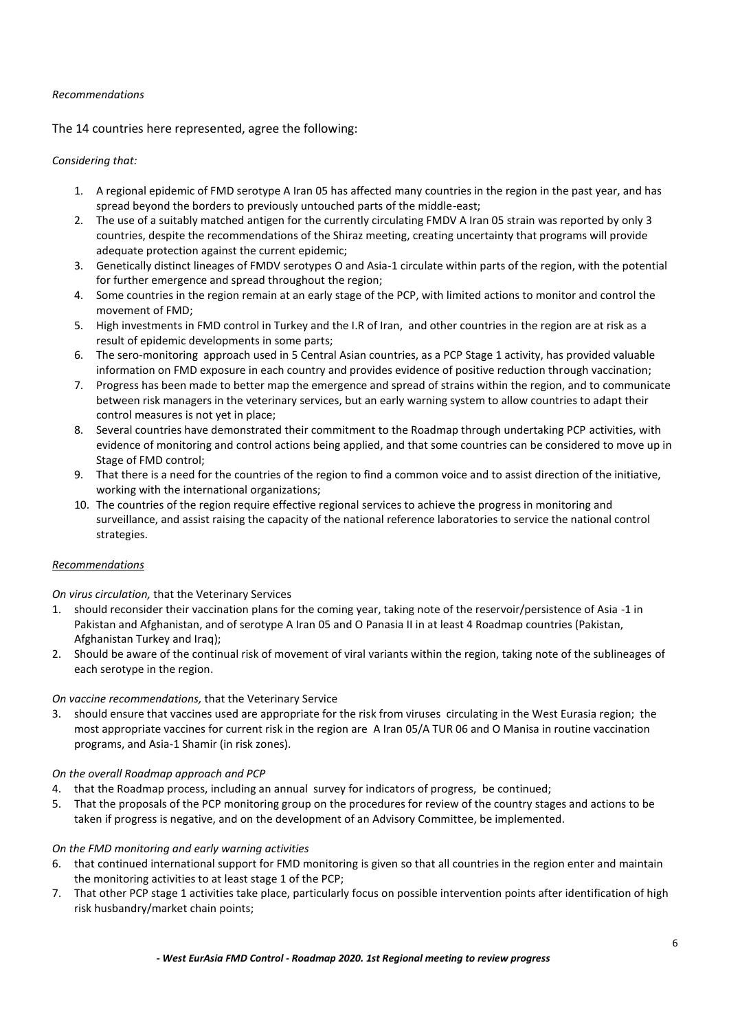*Recommendations*

The 14 countries here represented, agree the following:

*Considering that:*

1. A regional epidemic of FMD serotype A Iran 05 has affected many countries in the region in the past year, and has spread beyond the borders to previously untouched parts of the middle-east;
2. The use of a suitably matched antigen for the currently circulating FMDV A Iran 05 strain was reported by only 3 countries, despite the recommendations of the Shiraz meeting, creating uncertainty that programs will provide adequate protection against the current epidemic;
3. Genetically distinct lineages of FMDV serotypes O and Asia-1 circulate within parts of the region, with the potential for further emergence and spread throughout the region;
4. Some countries in the region remain at an early stage of the PCP, with limited actions to monitor and control the movement of FMD;
5. High investments in FMD control in Turkey and the I.R of Iran, and other countries in the region are at risk as a result of epidemic developments in some parts;
6. The sero-monitoring approach used in 5 Central Asian countries, as a PCP Stage 1 activity, has provided valuable information on FMD exposure in each country and provides evidence of positive reduction through vaccination;
7. Progress has been made to better map the emergence and spread of strains within the region, and to communicate between risk managers in the veterinary services, but an early warning system to allow countries to adapt their control measures is not yet in place;
8. Several countries have demonstrated their commitment to the Roadmap through undertaking PCP activities, with evidence of monitoring and control actions being applied, and that some countries can be considered to move up in Stage of FMD control;
9. That there is a need for the countries of the region to find a common voice and to assist direction of the initiative, working with the international organizations;
10. The countries of the region require effective regional services to achieve the progress in monitoring and surveillance, and assist raising the capacity of the national reference laboratories to service the national control strategies.

*Recommendations*

*On virus circulation,* that the Veterinary Services

1. should reconsider their vaccination plans for the coming year, taking note of the reservoir/persistence of Asia -1 in Pakistan and Afghanistan, and of serotype A Iran 05 and O Panasia II in at least 4 Roadmap countries (Pakistan, Afghanistan Turkey and Iraq);
2. Should be aware of the continual risk of movement of viral variants within the region, taking note of the sublineages of each serotype in the region.

*On vaccine recommendations,* that the Veterinary Service

3. should ensure that vaccines used are appropriate for the risk from viruses circulating in the West Eurasia region; the most appropriate vaccines for current risk in the region are A Iran 05/A TUR 06 and O Manisa in routine vaccination programs, and Asia-1 Shamir (in risk zones).

*On the overall Roadmap approach and PCP*

4. that the Roadmap process, including an annual survey for indicators of progress, be continued;
5. That the proposals of the PCP monitoring group on the procedures for review of the country stages and actions to be taken if progress is negative, and on the development of an Advisory Committee, be implemented.

*On the FMD monitoring and early warning activities*

6. that continued international support for FMD monitoring is given so that all countries in the region enter and maintain the monitoring activities to at least stage 1 of the PCP;
7. That other PCP stage 1 activities take place, particularly focus on possible intervention points after identification of high risk husbandry/market chain points;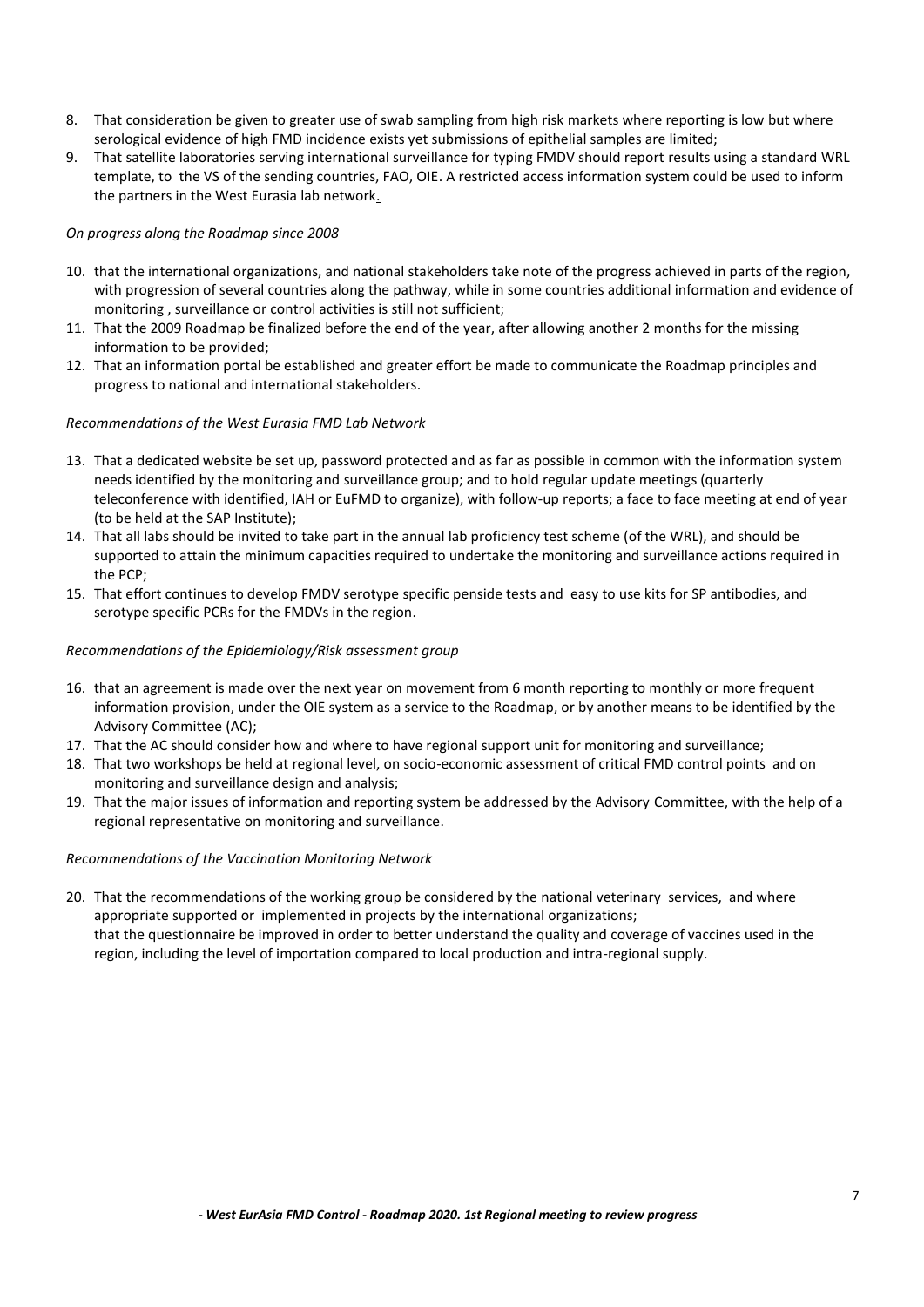8. That consideration be given to greater use of swab sampling from high risk markets where reporting is low but where serological evidence of high FMD incidence exists yet submissions of epithelial samples are limited;
9. That satellite laboratories serving international surveillance for typing FMDV should report results using a standard WRL template, to the VS of the sending countries, FAO, OIE. A restricted access information system could be used to inform the partners in the West Eurasia lab network.

*On progress along the Roadmap since 2008*

10. that the international organizations, and national stakeholders take note of the progress achieved in parts of the region, with progression of several countries along the pathway, while in some countries additional information and evidence of monitoring , surveillance or control activities is still not sufficient;
11. That the 2009 Roadmap be finalized before the end of the year, after allowing another 2 months for the missing information to be provided;
12. That an information portal be established and greater effort be made to communicate the Roadmap principles and progress to national and international stakeholders.

*Recommendations of the West Eurasia FMD Lab Network*

13. That a dedicated website be set up, password protected and as far as possible in common with the information system needs identified by the monitoring and surveillance group; and to hold regular update meetings (quarterly teleconference with identified, IAH or EuFMD to organize), with follow-up reports; a face to face meeting at end of year (to be held at the SAP Institute);
14. That all labs should be invited to take part in the annual lab proficiency test scheme (of the WRL), and should be supported to attain the minimum capacities required to undertake the monitoring and surveillance actions required in the PCP;
15. That effort continues to develop FMDV serotype specific penside tests and easy to use kits for SP antibodies, and serotype specific PCRs for the FMDVs in the region.

*Recommendations of the Epidemiology/Risk assessment group*

16. that an agreement is made over the next year on movement from 6 month reporting to monthly or more frequent information provision, under the OIE system as a service to the Roadmap, or by another means to be identified by the Advisory Committee (AC);
17. That the AC should consider how and where to have regional support unit for monitoring and surveillance;
18. That two workshops be held at regional level, on socio-economic assessment of critical FMD control points and on monitoring and surveillance design and analysis;
19. That the major issues of information and reporting system be addressed by the Advisory Committee, with the help of a regional representative on monitoring and surveillance.

*Recommendations of the Vaccination Monitoring Network*

20. That the recommendations of the working group be considered by the national veterinary services, and where appropriate supported or implemented in projects by the international organizations;
    that the questionnaire be improved in order to better understand the quality and coverage of vaccines used in the region, including the level of importation compared to local production and intra-regional supply.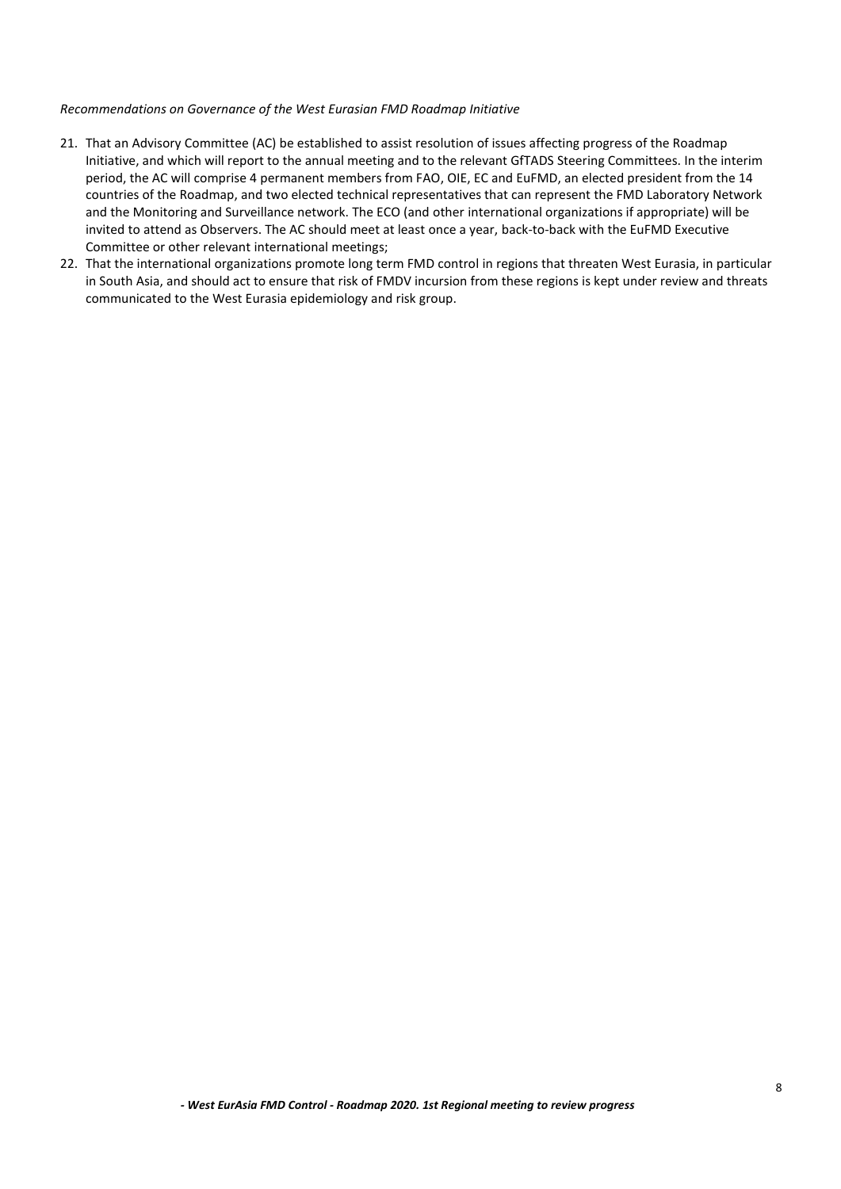*Recommendations on Governance of the West Eurasian FMD Roadmap Initiative*

21. That an Advisory Committee (AC) be established to assist resolution of issues affecting progress of the Roadmap Initiative, and which will report to the annual meeting and to the relevant GfTADS Steering Committees. In the interim period, the AC will comprise 4 permanent members from FAO, OIE, EC and EuFMD, an elected president from the 14 countries of the Roadmap, and two elected technical representatives that can represent the FMD Laboratory Network and the Monitoring and Surveillance network. The ECO (and other international organizations if appropriate) will be invited to attend as Observers. The AC should meet at least once a year, back-to-back with the EuFMD Executive Committee or other relevant international meetings;
22. That the international organizations promote long term FMD control in regions that threaten West Eurasia, in particular in South Asia, and should act to ensure that risk of FMDV incursion from these regions is kept under review and threats communicated to the West Eurasia epidemiology and risk group.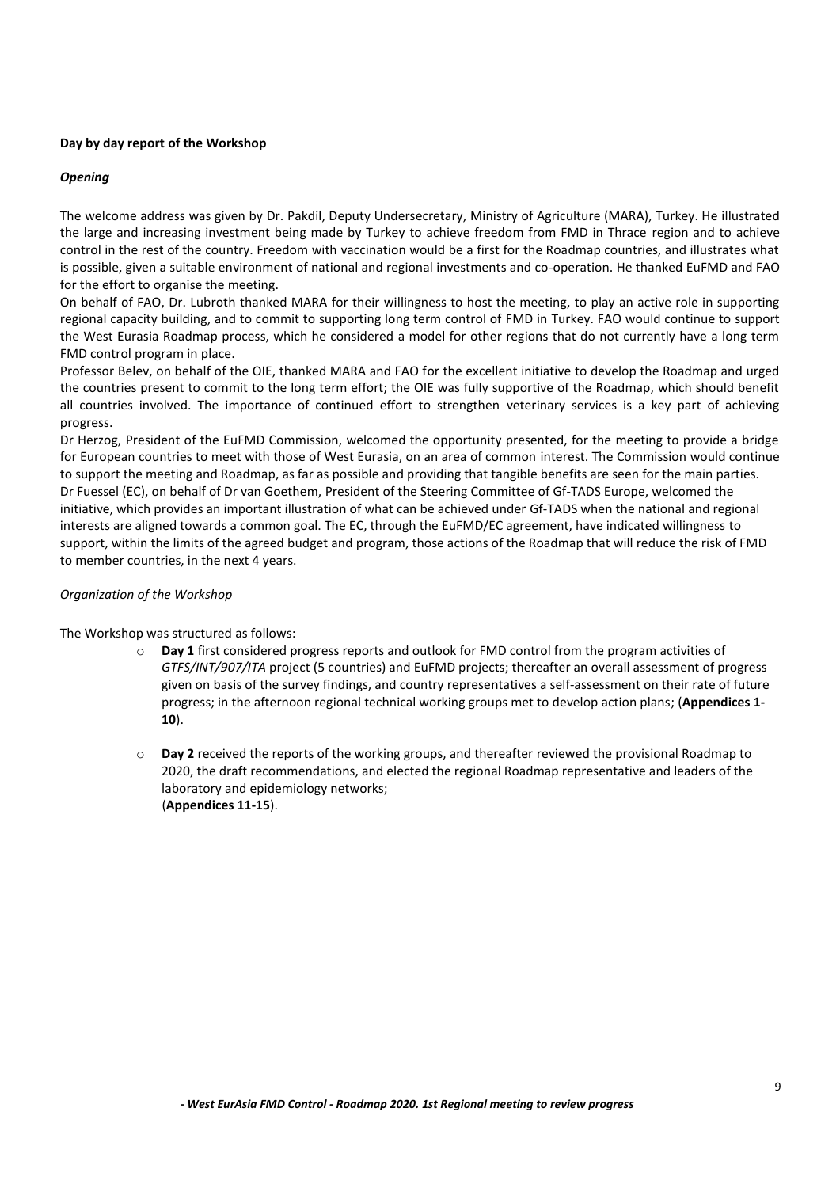**Day by day report of the Workshop**

***Opening***

The welcome address was given by Dr. Pakdil, Deputy Undersecretary, Ministry of Agriculture (MARA), Turkey. He illustrated the large and increasing investment being made by Turkey to achieve freedom from FMD in Thrace region and to achieve control in the rest of the country. Freedom with vaccination would be a first for the Roadmap countries, and illustrates what is possible, given a suitable environment of national and regional investments and co-operation. He thanked EuFMD and FAO for the effort to organise the meeting.

On behalf of FAO, Dr. Lubroth thanked MARA for their willingness to host the meeting, to play an active role in supporting regional capacity building, and to commit to supporting long term control of FMD in Turkey. FAO would continue to support the West Eurasia Roadmap process, which he considered a model for other regions that do not currently have a long term FMD control program in place.

Professor Belev, on behalf of the OIE, thanked MARA and FAO for the excellent initiative to develop the Roadmap and urged the countries present to commit to the long term effort; the OIE was fully supportive of the Roadmap, which should benefit all countries involved. The importance of continued effort to strengthen veterinary services is a key part of achieving progress.

Dr Herzog, President of the EuFMD Commission, welcomed the opportunity presented, for the meeting to provide a bridge for European countries to meet with those of West Eurasia, on an area of common interest. The Commission would continue to support the meeting and Roadmap, as far as possible and providing that tangible benefits are seen for the main parties.

Dr Fuessel (EC), on behalf of Dr van Goethem, President of the Steering Committee of Gf-TADS Europe, welcomed the initiative, which provides an important illustration of what can be achieved under Gf-TADS when the national and regional interests are aligned towards a common goal. The EC, through the EuFMD/EC agreement, have indicated willingness to support, within the limits of the agreed budget and program, those actions of the Roadmap that will reduce the risk of FMD to member countries, in the next 4 years.

*Organization of the Workshop*

The Workshop was structured as follows:

- **Day 1** first considered progress reports and outlook for FMD control from the program activities of *GTFS/INT/907/ITA* project (5 countries) and EuFMD projects; thereafter an overall assessment of progress given on basis of the survey findings, and country representatives a self-assessment on their rate of future progress; in the afternoon regional technical working groups met to develop action plans; (**Appendices 1-10**).

- **Day 2** received the reports of the working groups, and thereafter reviewed the provisional Roadmap to 2020, the draft recommendations, and elected the regional Roadmap representative and leaders of the laboratory and epidemiology networks;
(**Appendices 11-15**).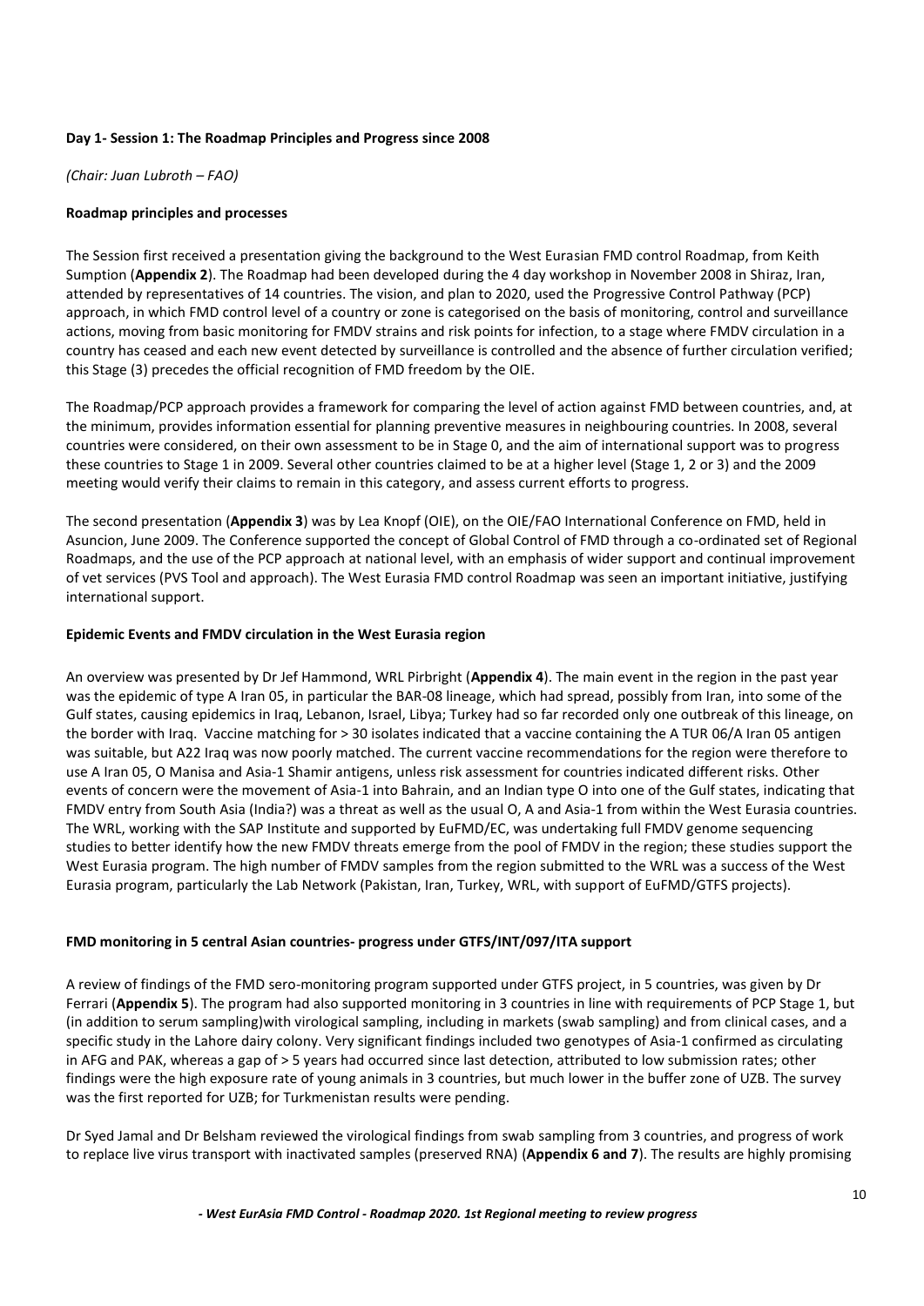**Day 1- Session 1: The Roadmap Principles and Progress since 2008**

*(Chair: Juan Lubroth – FAO)*

**Roadmap principles and processes**

The Session first received a presentation giving the background to the West Eurasian FMD control Roadmap, from Keith Sumption (**Appendix 2**). The Roadmap had been developed during the 4 day workshop in November 2008 in Shiraz, Iran, attended by representatives of 14 countries. The vision, and plan to 2020, used the Progressive Control Pathway (PCP) approach, in which FMD control level of a country or zone is categorised on the basis of monitoring, control and surveillance actions, moving from basic monitoring for FMDV strains and risk points for infection, to a stage where FMDV circulation in a country has ceased and each new event detected by surveillance is controlled and the absence of further circulation verified; this Stage (3) precedes the official recognition of FMD freedom by the OIE.

The Roadmap/PCP approach provides a framework for comparing the level of action against FMD between countries, and, at the minimum, provides information essential for planning preventive measures in neighbouring countries. In 2008, several countries were considered, on their own assessment to be in Stage 0, and the aim of international support was to progress these countries to Stage 1 in 2009. Several other countries claimed to be at a higher level (Stage 1, 2 or 3) and the 2009 meeting would verify their claims to remain in this category, and assess current efforts to progress.

The second presentation (**Appendix 3**) was by Lea Knopf (OIE), on the OIE/FAO International Conference on FMD, held in Asuncion, June 2009. The Conference supported the concept of Global Control of FMD through a co-ordinated set of Regional Roadmaps, and the use of the PCP approach at national level, with an emphasis of wider support and continual improvement of vet services (PVS Tool and approach). The West Eurasia FMD control Roadmap was seen an important initiative, justifying international support.

**Epidemic Events and FMDV circulation in the West Eurasia region**

An overview was presented by Dr Jef Hammond, WRL Pirbright (**Appendix 4**). The main event in the region in the past year was the epidemic of type A Iran 05, in particular the BAR-08 lineage, which had spread, possibly from Iran, into some of the Gulf states, causing epidemics in Iraq, Lebanon, Israel, Libya; Turkey had so far recorded only one outbreak of this lineage, on the border with Iraq. Vaccine matching for > 30 isolates indicated that a vaccine containing the A TUR 06/A Iran 05 antigen was suitable, but A22 Iraq was now poorly matched. The current vaccine recommendations for the region were therefore to use A Iran 05, O Manisa and Asia-1 Shamir antigens, unless risk assessment for countries indicated different risks. Other events of concern were the movement of Asia-1 into Bahrain, and an Indian type O into one of the Gulf states, indicating that FMDV entry from South Asia (India?) was a threat as well as the usual O, A and Asia-1 from within the West Eurasia countries. The WRL, working with the SAP Institute and supported by EuFMD/EC, was undertaking full FMDV genome sequencing studies to better identify how the new FMDV threats emerge from the pool of FMDV in the region; these studies support the West Eurasia program. The high number of FMDV samples from the region submitted to the WRL was a success of the West Eurasia program, particularly the Lab Network (Pakistan, Iran, Turkey, WRL, with support of EuFMD/GTFS projects).

**FMD monitoring in 5 central Asian countries- progress under GTFS/INT/097/ITA support**

A review of findings of the FMD sero-monitoring program supported under GTFS project, in 5 countries, was given by Dr Ferrari (**Appendix 5**). The program had also supported monitoring in 3 countries in line with requirements of PCP Stage 1, but (in addition to serum sampling)with virological sampling, including in markets (swab sampling) and from clinical cases, and a specific study in the Lahore dairy colony. Very significant findings included two genotypes of Asia-1 confirmed as circulating in AFG and PAK, whereas a gap of > 5 years had occurred since last detection, attributed to low submission rates; other findings were the high exposure rate of young animals in 3 countries, but much lower in the buffer zone of UZB. The survey was the first reported for UZB; for Turkmenistan results were pending.

Dr Syed Jamal and Dr Belsham reviewed the virological findings from swab sampling from 3 countries, and progress of work to replace live virus transport with inactivated samples (preserved RNA) (**Appendix 6 and 7**). The results are highly promising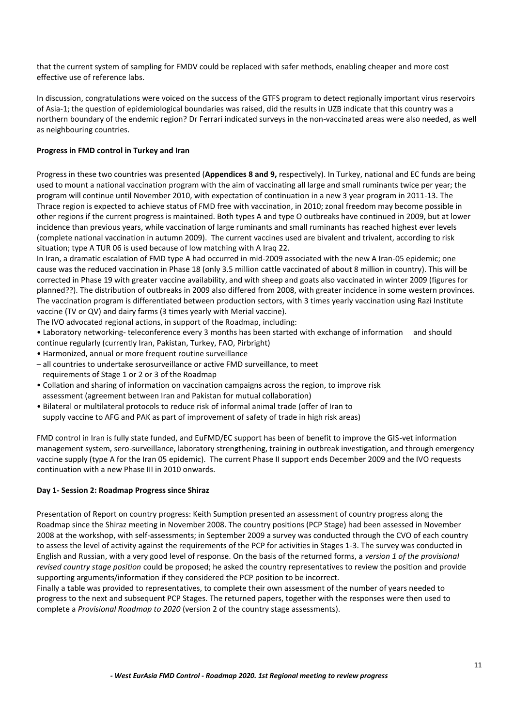that the current system of sampling for FMDV could be replaced with safer methods, enabling cheaper and more cost effective use of reference labs.

In discussion, congratulations were voiced on the success of the GTFS program to detect regionally important virus reservoirs of Asia-1; the question of epidemiological boundaries was raised, did the results in UZB indicate that this country was a northern boundary of the endemic region? Dr Ferrari indicated surveys in the non-vaccinated areas were also needed, as well as neighbouring countries.

**Progress in FMD control in Turkey and Iran**

Progress in these two countries was presented (**Appendices 8 and 9,** respectively). In Turkey, national and EC funds are being used to mount a national vaccination program with the aim of vaccinating all large and small ruminants twice per year; the program will continue until November 2010, with expectation of continuation in a new 3 year program in 2011-13. The Thrace region is expected to achieve status of FMD free with vaccination, in 2010; zonal freedom may become possible in other regions if the current progress is maintained. Both types A and type O outbreaks have continued in 2009, but at lower incidence than previous years, while vaccination of large ruminants and small ruminants has reached highest ever levels (complete national vaccination in autumn 2009). The current vaccines used are bivalent and trivalent, according to risk situation; type A TUR 06 is used because of low matching with A Iraq 22.

In Iran, a dramatic escalation of FMD type A had occurred in mid-2009 associated with the new A Iran-05 epidemic; one cause was the reduced vaccination in Phase 18 (only 3.5 million cattle vaccinated of about 8 million in country). This will be corrected in Phase 19 with greater vaccine availability, and with sheep and goats also vaccinated in winter 2009 (figures for planned??). The distribution of outbreaks in 2009 also differed from 2008, with greater incidence in some western provinces. The vaccination program is differentiated between production sectors, with 3 times yearly vaccination using Razi Institute vaccine (TV or QV) and dairy farms (3 times yearly with Merial vaccine).

The IVO advocated regional actions, in support of the Roadmap, including:

- Laboratory networking- teleconference every 3 months has been started with exchange of information and should continue regularly (currently Iran, Pakistan, Turkey, FAO, Pirbright)
- Harmonized, annual or more frequent routine surveillance
  – all countries to undertake serosurveillance or active FMD surveillance, to meet requirements of Stage 1 or 2 or 3 of the Roadmap
- Collation and sharing of information on vaccination campaigns across the region, to improve risk assessment (agreement between Iran and Pakistan for mutual collaboration)
- Bilateral or multilateral protocols to reduce risk of informal animal trade (offer of Iran to supply vaccine to AFG and PAK as part of improvement of safety of trade in high risk areas)

FMD control in Iran is fully state funded, and EuFMD/EC support has been of benefit to improve the GIS-vet information management system, sero-surveillance, laboratory strengthening, training in outbreak investigation, and through emergency vaccine supply (type A for the Iran 05 epidemic). The current Phase II support ends December 2009 and the IVO requests continuation with a new Phase III in 2010 onwards.

**Day 1- Session 2: Roadmap Progress since Shiraz**

Presentation of Report on country progress: Keith Sumption presented an assessment of country progress along the Roadmap since the Shiraz meeting in November 2008. The country positions (PCP Stage) had been assessed in November 2008 at the workshop, with self-assessments; in September 2009 a survey was conducted through the CVO of each country to assess the level of activity against the requirements of the PCP for activities in Stages 1-3. The survey was conducted in English and Russian, with a very good level of response. On the basis of the returned forms, a *version 1 of the provisional revised country stage position* could be proposed; he asked the country representatives to review the position and provide supporting arguments/information if they considered the PCP position to be incorrect.

Finally a table was provided to representatives, to complete their own assessment of the number of years needed to progress to the next and subsequent PCP Stages. The returned papers, together with the responses were then used to complete a *Provisional Roadmap to 2020* (version 2 of the country stage assessments).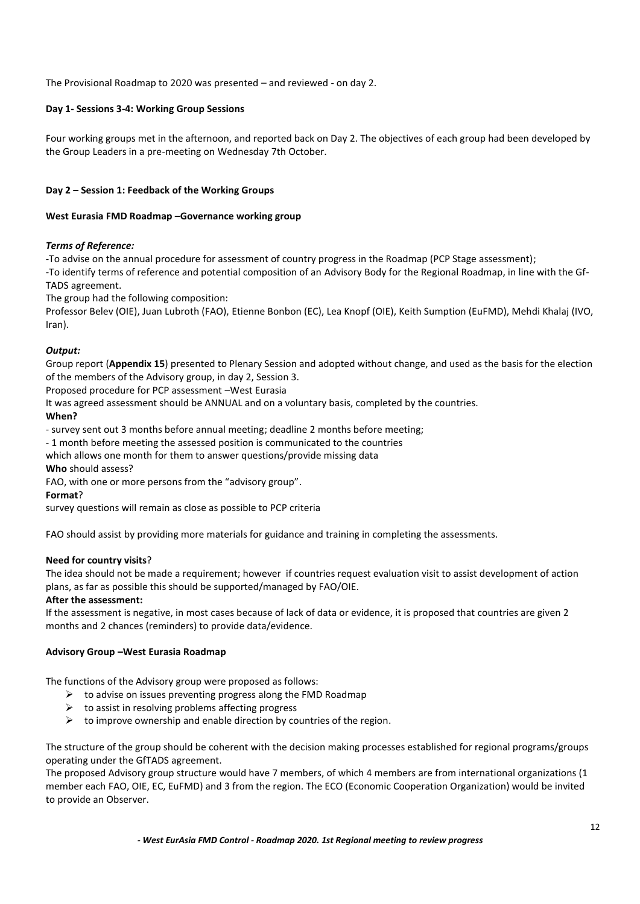The Provisional Roadmap to 2020 was presented – and reviewed - on day 2.

**Day 1- Sessions 3-4: Working Group Sessions**

Four working groups met in the afternoon, and reported back on Day 2. The objectives of each group had been developed by the Group Leaders in a pre-meeting on Wednesday 7th October.

**Day 2 – Session 1: Feedback of the Working Groups**

**West Eurasia FMD Roadmap –Governance working group**

***Terms of Reference:***

-To advise on the annual procedure for assessment of country progress in the Roadmap (PCP Stage assessment);

-To identify terms of reference and potential composition of an Advisory Body for the Regional Roadmap, in line with the Gf-TADS agreement.

The group had the following composition:

Professor Belev (OIE), Juan Lubroth (FAO), Etienne Bonbon (EC), Lea Knopf (OIE), Keith Sumption (EuFMD), Mehdi Khalaj (IVO, Iran).

***Output:***

Group report (**Appendix 15**) presented to Plenary Session and adopted without change, and used as the basis for the election of the members of the Advisory group, in day 2, Session 3.

Proposed procedure for PCP assessment –West Eurasia

It was agreed assessment should be ANNUAL and on a voluntary basis, completed by the countries.

**When?**

- survey sent out 3 months before annual meeting; deadline 2 months before meeting;
- 1 month before meeting the assessed position is communicated to the countries

which allows one month for them to answer questions/provide missing data

**Who** should assess?

FAO, with one or more persons from the "advisory group".

**Format**?

survey questions will remain as close as possible to PCP criteria

FAO should assist by providing more materials for guidance and training in completing the assessments.

**Need for country visits**?

The idea should not be made a requirement; however if countries request evaluation visit to assist development of action plans, as far as possible this should be supported/managed by FAO/OIE.

**After the assessment:**

If the assessment is negative, in most cases because of lack of data or evidence, it is proposed that countries are given 2 months and 2 chances (reminders) to provide data/evidence.

**Advisory Group –West Eurasia Roadmap**

The functions of the Advisory group were proposed as follows:

- to advise on issues preventing progress along the FMD Roadmap
- to assist in resolving problems affecting progress
- to improve ownership and enable direction by countries of the region.

The structure of the group should be coherent with the decision making processes established for regional programs/groups operating under the GfTADS agreement.

The proposed Advisory group structure would have 7 members, of which 4 members are from international organizations (1 member each FAO, OIE, EC, EuFMD) and 3 from the region. The ECO (Economic Cooperation Organization) would be invited to provide an Observer.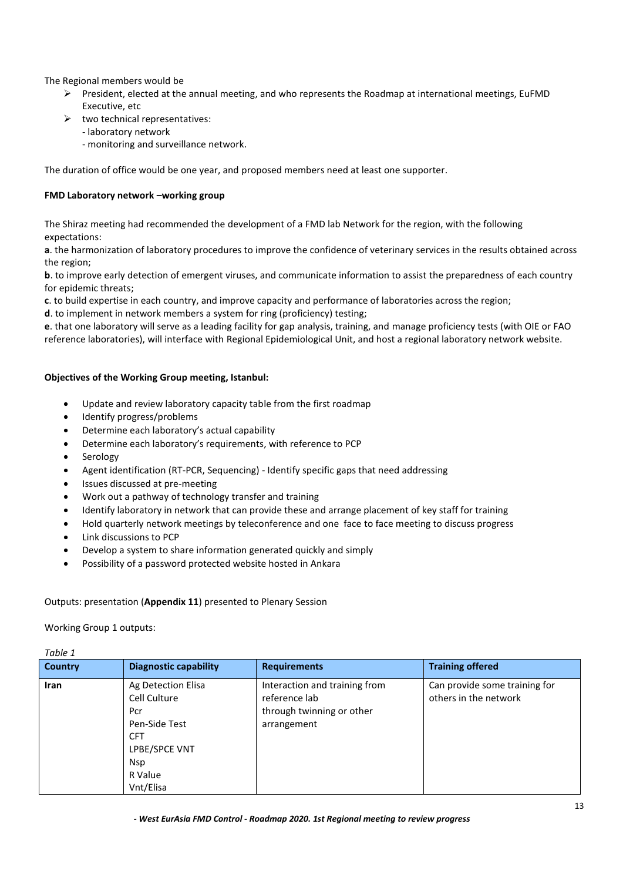The Regional members would be

- President, elected at the annual meeting, and who represents the Roadmap at international meetings, EuFMD Executive, etc
- two technical representatives:
  - laboratory network
  - monitoring and surveillance network.

The duration of office would be one year, and proposed members need at least one supporter.

**FMD Laboratory network –working group**

The Shiraz meeting had recommended the development of a FMD lab Network for the region, with the following expectations:

**a**. the harmonization of laboratory procedures to improve the confidence of veterinary services in the results obtained across the region;

**b**. to improve early detection of emergent viruses, and communicate information to assist the preparedness of each country for epidemic threats;

**c**. to build expertise in each country, and improve capacity and performance of laboratories across the region;

**d**. to implement in network members a system for ring (proficiency) testing;

**e**. that one laboratory will serve as a leading facility for gap analysis, training, and manage proficiency tests (with OIE or FAO reference laboratories), will interface with Regional Epidemiological Unit, and host a regional laboratory network website.

**Objectives of the Working Group meeting, Istanbul:**

- Update and review laboratory capacity table from the first roadmap
- Identify progress/problems
- Determine each laboratory's actual capability
- Determine each laboratory's requirements, with reference to PCP
- Serology
- Agent identification (RT-PCR, Sequencing) - Identify specific gaps that need addressing
- Issues discussed at pre-meeting
- Work out a pathway of technology transfer and training
- Identify laboratory in network that can provide these and arrange placement of key staff for training
- Hold quarterly network meetings by teleconference and one face to face meeting to discuss progress
- Link discussions to PCP
- Develop a system to share information generated quickly and simply
- Possibility of a password protected website hosted in Ankara

Outputs: presentation (**Appendix 11**) presented to Plenary Session

Working Group 1 outputs:

*Table 1*

| Country | Diagnostic capability | Requirements | Training offered |
|---|---|---|---|
| **Iran** | Ag Detection Elisa<br>Cell Culture<br>Pcr<br>Pen-Side Test<br>CFT<br>LPBE/SPCE VNT<br>Nsp<br>R Value<br>Vnt/Elisa | Interaction and training from reference lab through twinning or other arrangement | Can provide some training for others in the network |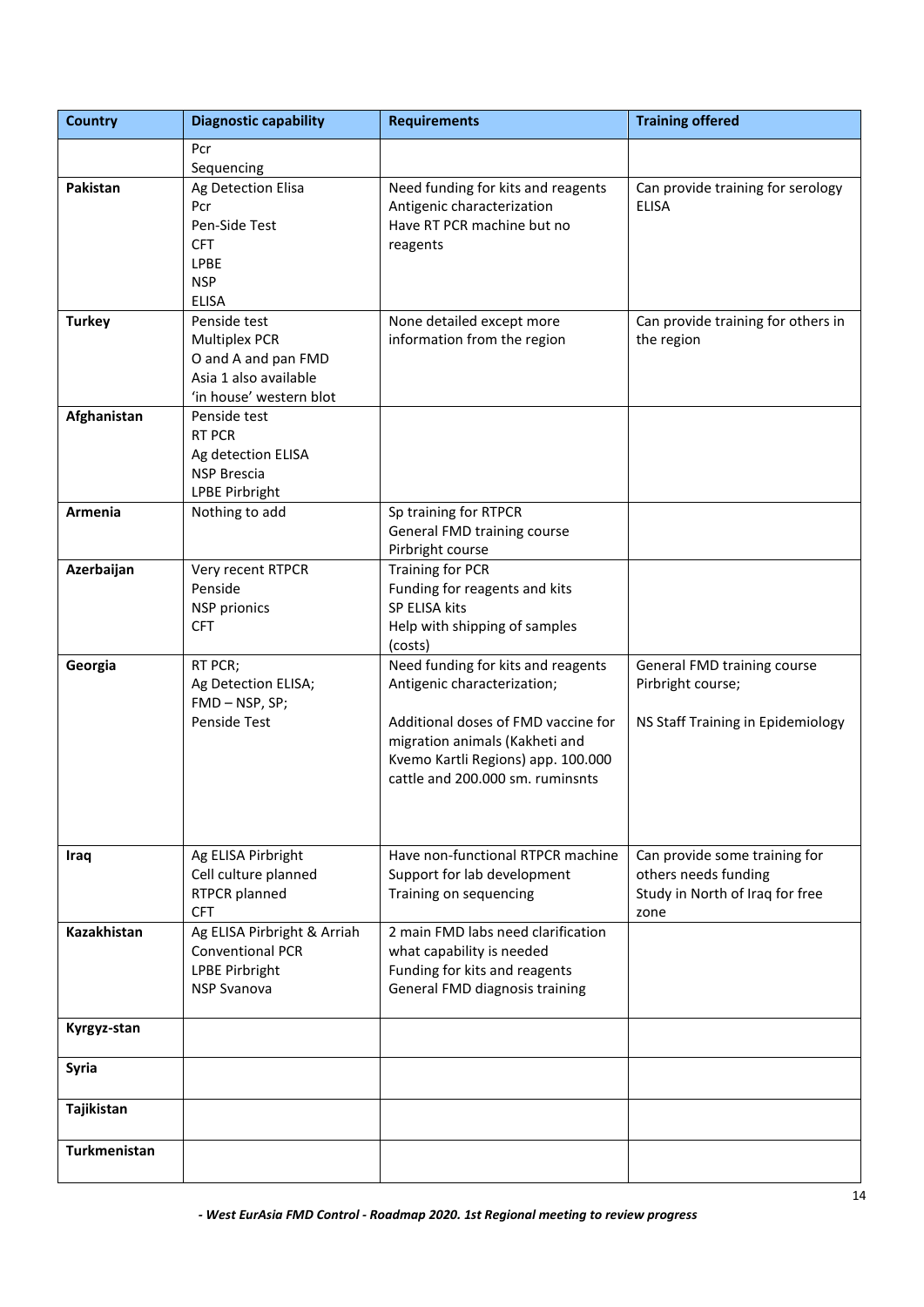| Country | Diagnostic capability | Requirements | Training offered |
|---|---|---|---|
| | Pcr<br>Sequencing | | |
| **Pakistan** | Ag Detection Elisa<br>Pcr<br>Pen-Side Test<br>CFT<br>LPBE<br>NSP<br>ELISA | Need funding for kits and reagents<br>Antigenic characterization<br>Have RT PCR machine but no reagents | Can provide training for serology ELISA |
| **Turkey** | Penside test<br>Multiplex PCR<br>O and A and pan FMD<br>Asia 1 also available<br>'in house' western blot | None detailed except more information from the region | Can provide training for others in the region |
| **Afghanistan** | Penside test<br>RT PCR<br>Ag detection ELISA<br>NSP Brescia<br>LPBE Pirbright | | |
| **Armenia** | Nothing to add | Sp training for RTPCR<br>General FMD training course<br>Pirbright course | |
| **Azerbaijan** | Very recent RTPCR<br>Penside<br>NSP prionics<br>CFT | Training for PCR<br>Funding for reagents and kits<br>SP ELISA kits<br>Help with shipping of samples (costs) | |
| **Georgia** | RT PCR;<br>Ag Detection ELISA;<br>FMD – NSP, SP;<br>Penside Test | Need funding for kits and reagents<br>Antigenic characterization;<br><br>Additional doses of FMD vaccine for migration animals (Kakheti and Kvemo Kartli Regions) app. 100.000 cattle and 200.000 sm. ruminsnts | General FMD training course<br>Pirbright course;<br><br>NS Staff Training in Epidemiology |
| **Iraq** | Ag ELISA Pirbright<br>Cell culture planned<br>RTPCR planned<br>CFT | Have non-functional RTPCR machine<br>Support for lab development<br>Training on sequencing | Can provide some training for others needs funding<br>Study in North of Iraq for free zone |
| **Kazakhistan** | Ag ELISA Pirbright & Arriah<br>Conventional PCR<br>LPBE Pirbright<br>NSP Svanova | 2 main FMD labs need clarification what capability is needed<br>Funding for kits and reagents<br>General FMD diagnosis training | |
| **Kyrgyz-stan** | | | |
| **Syria** | | | |
| **Tajikistan** | | | |
| **Turkmenistan** | | | |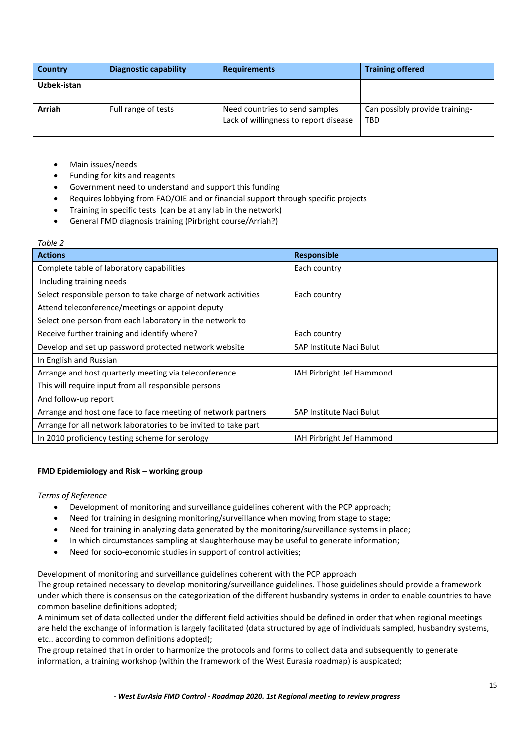| Country | Diagnostic capability | Requirements | Training offered |
|---|---|---|---|
| Uzbek-istan | | | |
| Arriah | Full range of tests | Need countries to send samples<br>Lack of willingness to report disease | Can possibly provide training-TBD |

- Main issues/needs
- Funding for kits and reagents
- Government need to understand and support this funding
- Requires lobbying from FAO/OIE and or financial support through specific projects
- Training in specific tests (can be at any lab in the network)
- General FMD diagnosis training (Pirbright course/Arriah?)

*Table 2*

| Actions | Responsible |
|---|---|
| Complete table of laboratory capabilities | Each country |
| Including training needs | |
| Select responsible person to take charge of network activities | Each country |
| Attend teleconference/meetings or appoint deputy | |
| Select one person from each laboratory in the network to | |
| Receive further training and identify where? | Each country |
| Develop and set up password protected network website | SAP Institute Naci Bulut |
| In English and Russian | |
| Arrange and host quarterly meeting via teleconference | IAH Pirbright Jef Hammond |
| This will require input from all responsible persons | |
| And follow-up report | |
| Arrange and host one face to face meeting of network partners | SAP Institute Naci Bulut |
| Arrange for all network laboratories to be invited to take part | |
| In 2010 proficiency testing scheme for serology | IAH Pirbright Jef Hammond |

**FMD Epidemiology and Risk – working group**

*Terms of Reference*

- Development of monitoring and surveillance guidelines coherent with the PCP approach;
- Need for training in designing monitoring/surveillance when moving from stage to stage;
- Need for training in analyzing data generated by the monitoring/surveillance systems in place;
- In which circumstances sampling at slaughterhouse may be useful to generate information;
- Need for socio-economic studies in support of control activities;

<u>Development of monitoring and surveillance guidelines coherent with the PCP approach</u>

The group retained necessary to develop monitoring/surveillance guidelines. Those guidelines should provide a framework under which there is consensus on the categorization of the different husbandry systems in order to enable countries to have common baseline definitions adopted;

A minimum set of data collected under the different field activities should be defined in order that when regional meetings are held the exchange of information is largely facilitated (data structured by age of individuals sampled, husbandry systems, etc.. according to common definitions adopted);

The group retained that in order to harmonize the protocols and forms to collect data and subsequently to generate information, a training workshop (within the framework of the West Eurasia roadmap) is auspicated;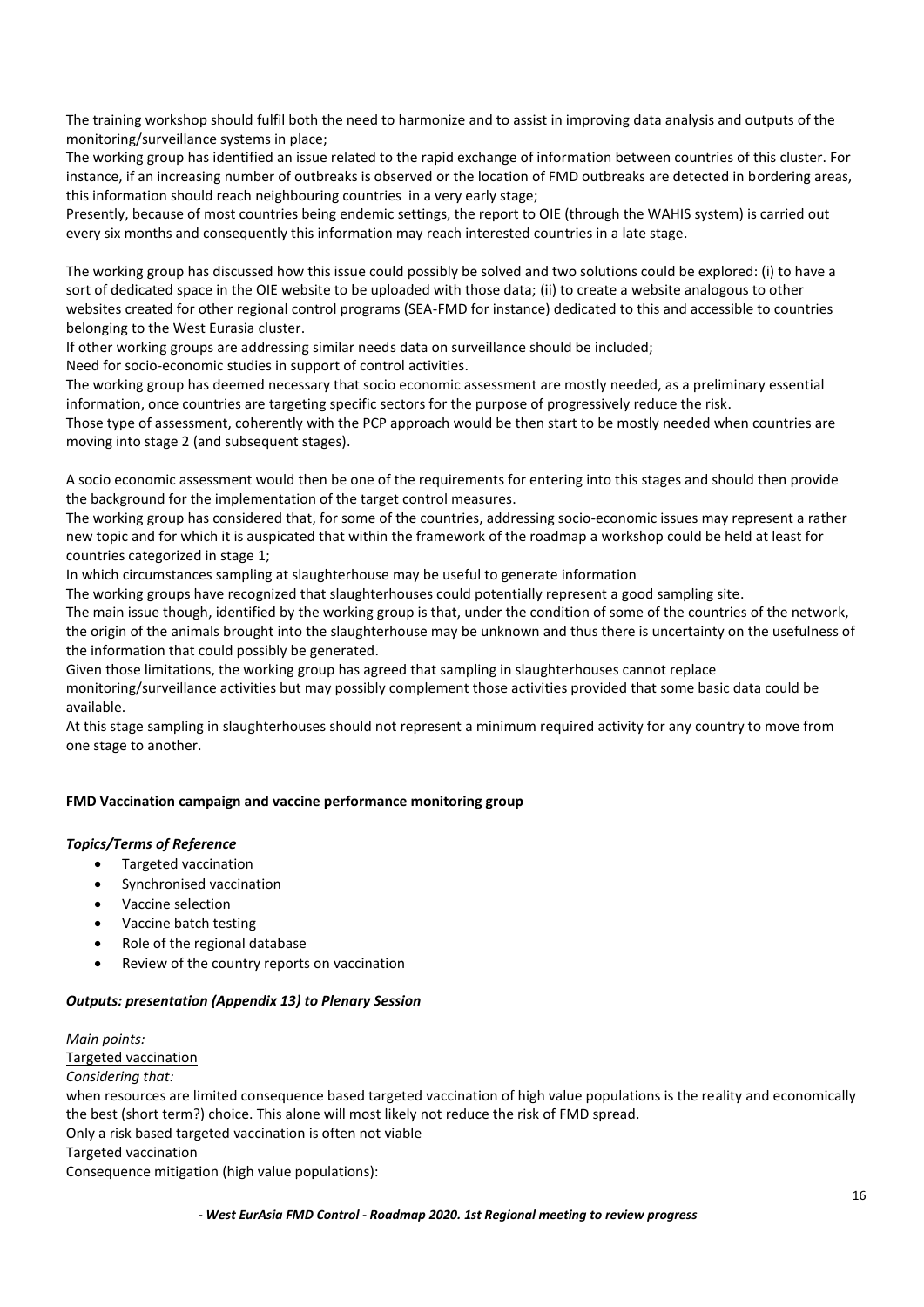The training workshop should fulfil both the need to harmonize and to assist in improving data analysis and outputs of the monitoring/surveillance systems in place;

The working group has identified an issue related to the rapid exchange of information between countries of this cluster. For instance, if an increasing number of outbreaks is observed or the location of FMD outbreaks are detected in bordering areas, this information should reach neighbouring countries in a very early stage;

Presently, because of most countries being endemic settings, the report to OIE (through the WAHIS system) is carried out every six months and consequently this information may reach interested countries in a late stage.

The working group has discussed how this issue could possibly be solved and two solutions could be explored: (i) to have a sort of dedicated space in the OIE website to be uploaded with those data; (ii) to create a website analogous to other websites created for other regional control programs (SEA-FMD for instance) dedicated to this and accessible to countries belonging to the West Eurasia cluster.

If other working groups are addressing similar needs data on surveillance should be included;

Need for socio-economic studies in support of control activities.

The working group has deemed necessary that socio economic assessment are mostly needed, as a preliminary essential information, once countries are targeting specific sectors for the purpose of progressively reduce the risk.

Those type of assessment, coherently with the PCP approach would be then start to be mostly needed when countries are moving into stage 2 (and subsequent stages).

A socio economic assessment would then be one of the requirements for entering into this stages and should then provide the background for the implementation of the target control measures.

The working group has considered that, for some of the countries, addressing socio-economic issues may represent a rather new topic and for which it is auspicated that within the framework of the roadmap a workshop could be held at least for countries categorized in stage 1;

In which circumstances sampling at slaughterhouse may be useful to generate information

The working groups have recognized that slaughterhouses could potentially represent a good sampling site.

The main issue though, identified by the working group is that, under the condition of some of the countries of the network, the origin of the animals brought into the slaughterhouse may be unknown and thus there is uncertainty on the usefulness of the information that could possibly be generated.

Given those limitations, the working group has agreed that sampling in slaughterhouses cannot replace monitoring/surveillance activities but may possibly complement those activities provided that some basic data could be available.

At this stage sampling in slaughterhouses should not represent a minimum required activity for any country to move from one stage to another.

**FMD Vaccination campaign and vaccine performance monitoring group**

***Topics/Terms of Reference***

- Targeted vaccination
- Synchronised vaccination
- Vaccine selection
- Vaccine batch testing
- Role of the regional database
- Review of the country reports on vaccination

***Outputs: presentation (Appendix 13) to Plenary Session***

*Main points:*

Targeted vaccination

*Considering that:*

when resources are limited consequence based targeted vaccination of high value populations is the reality and economically the best (short term?) choice. This alone will most likely not reduce the risk of FMD spread.

Only a risk based targeted vaccination is often not viable

Targeted vaccination

Consequence mitigation (high value populations):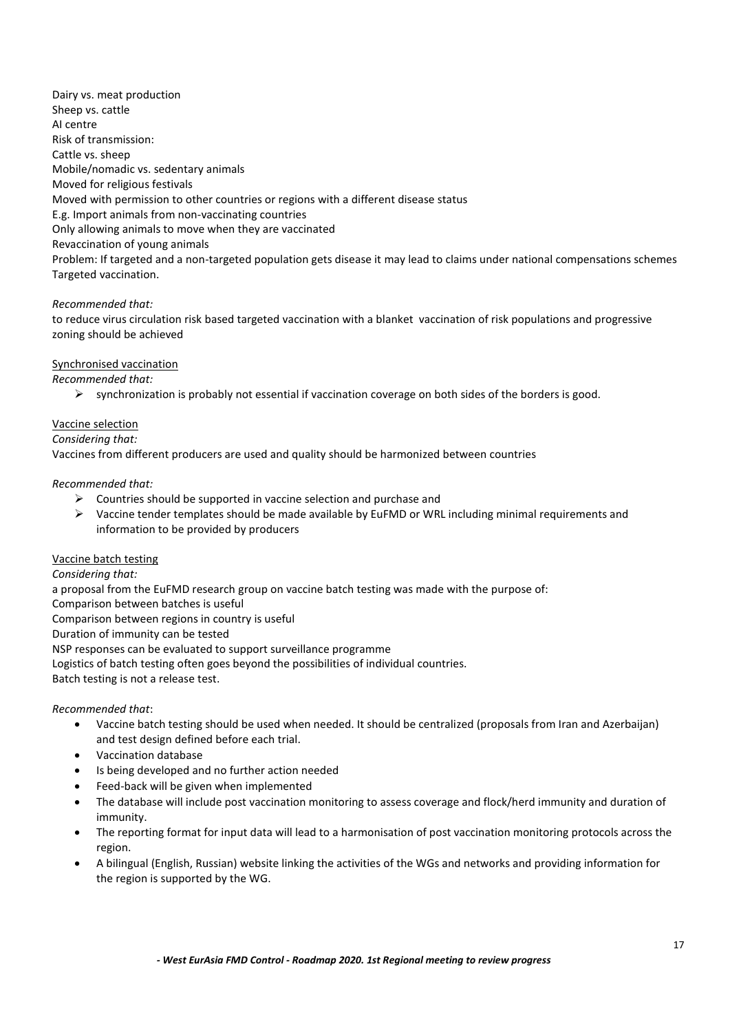Dairy vs. meat production
Sheep vs. cattle
AI centre
Risk of transmission:
Cattle vs. sheep
Mobile/nomadic vs. sedentary animals
Moved for religious festivals
Moved with permission to other countries or regions with a different disease status
E.g. Import animals from non-vaccinating countries
Only allowing animals to move when they are vaccinated
Revaccination of young animals
Problem: If targeted and a non-targeted population gets disease it may lead to claims under national compensations schemes
Targeted vaccination.

*Recommended that:*

to reduce virus circulation risk based targeted vaccination with a blanket vaccination of risk populations and progressive zoning should be achieved

<u>Synchronised vaccination</u>

*Recommended that:*

- synchronization is probably not essential if vaccination coverage on both sides of the borders is good.

<u>Vaccine selection</u>

*Considering that:*

Vaccines from different producers are used and quality should be harmonized between countries

*Recommended that:*

- Countries should be supported in vaccine selection and purchase and
- Vaccine tender templates should be made available by EuFMD or WRL including minimal requirements and information to be provided by producers

<u>Vaccine batch testing</u>

*Considering that:*

a proposal from the EuFMD research group on vaccine batch testing was made with the purpose of:
Comparison between batches is useful
Comparison between regions in country is useful
Duration of immunity can be tested
NSP responses can be evaluated to support surveillance programme
Logistics of batch testing often goes beyond the possibilities of individual countries.
Batch testing is not a release test.

*Recommended that*:

- Vaccine batch testing should be used when needed. It should be centralized (proposals from Iran and Azerbaijan) and test design defined before each trial.
- Vaccination database
- Is being developed and no further action needed
- Feed-back will be given when implemented
- The database will include post vaccination monitoring to assess coverage and flock/herd immunity and duration of immunity.
- The reporting format for input data will lead to a harmonisation of post vaccination monitoring protocols across the region.
- A bilingual (English, Russian) website linking the activities of the WGs and networks and providing information for the region is supported by the WG.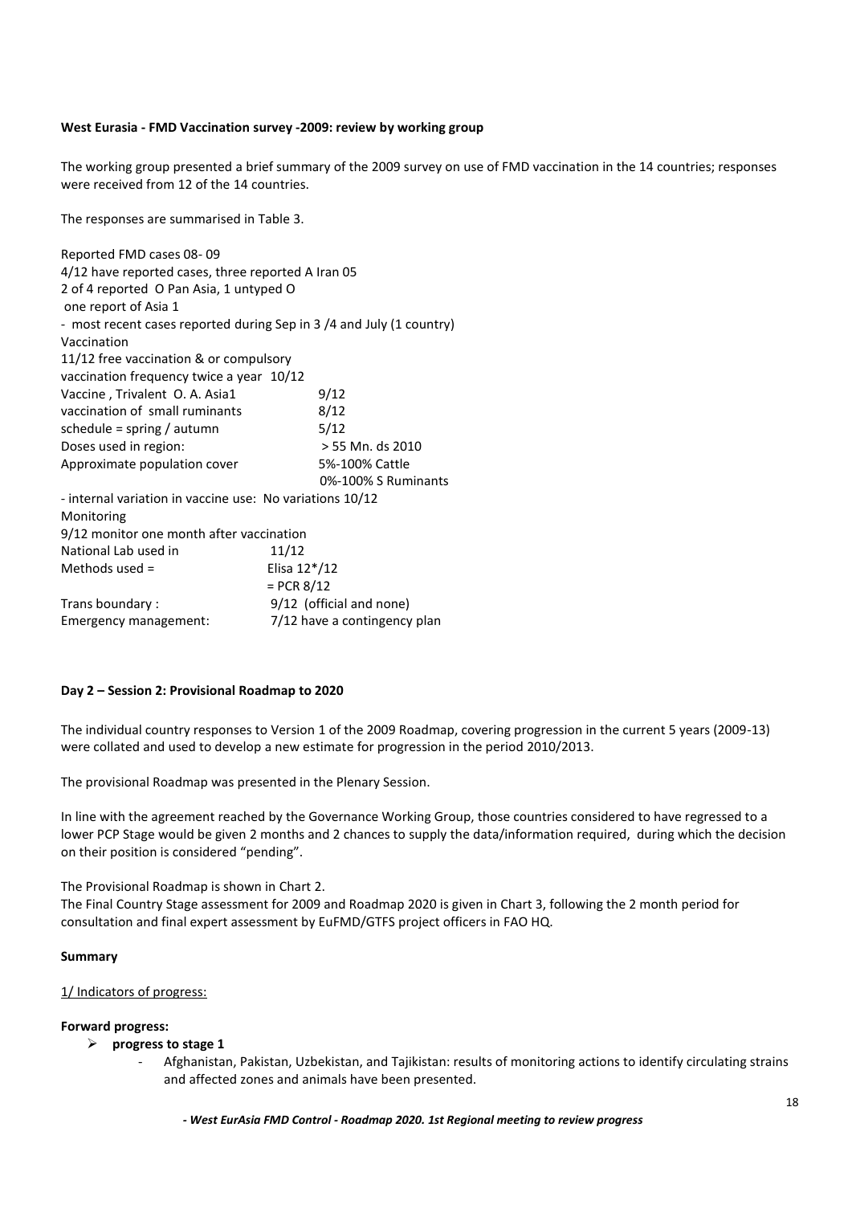**West Eurasia - FMD Vaccination survey -2009: review by working group**

The working group presented a brief summary of the 2009 survey on use of FMD vaccination in the 14 countries; responses were received from 12 of the 14 countries.

The responses are summarised in Table 3.

Reported FMD cases 08- 09
4/12 have reported cases, three reported A Iran 05
2 of 4 reported O Pan Asia, 1 untyped O
one report of Asia 1
- most recent cases reported during Sep in 3 /4 and July (1 country)
Vaccination
11/12 free vaccination & or compulsory
vaccination frequency twice a year 10/12

| | |
|---|---|
| Vaccine , Trivalent O. A. Asia1 | 9/12 |
| vaccination of small ruminants | 8/12 |
| schedule = spring / autumn | 5/12 |
| Doses used in region: | > 55 Mn. ds 2010 |
| Approximate population cover | 5%-100% Cattle<br>0%-100% S Ruminants |

- internal variation in vaccine use: No variations 10/12
Monitoring
9/12 monitor one month after vaccination

| | |
|---|---|
| National Lab used in | 11/12 |
| Methods used = | Elisa 12*/12<br>= PCR 8/12 |
| Trans boundary : | 9/12 (official and none) |
| Emergency management: | 7/12 have a contingency plan |

**Day 2 – Session 2: Provisional Roadmap to 2020**

The individual country responses to Version 1 of the 2009 Roadmap, covering progression in the current 5 years (2009-13) were collated and used to develop a new estimate for progression in the period 2010/2013.

The provisional Roadmap was presented in the Plenary Session.

In line with the agreement reached by the Governance Working Group, those countries considered to have regressed to a lower PCP Stage would be given 2 months and 2 chances to supply the data/information required, during which the decision on their position is considered "pending".

The Provisional Roadmap is shown in Chart 2.
The Final Country Stage assessment for 2009 and Roadmap 2020 is given in Chart 3, following the 2 month period for consultation and final expert assessment by EuFMD/GTFS project officers in FAO HQ.

**Summary**

<u>1/ Indicators of progress:</u>

**Forward progress:**

- **progress to stage 1**
  - Afghanistan, Pakistan, Uzbekistan, and Tajikistan: results of monitoring actions to identify circulating strains and affected zones and animals have been presented.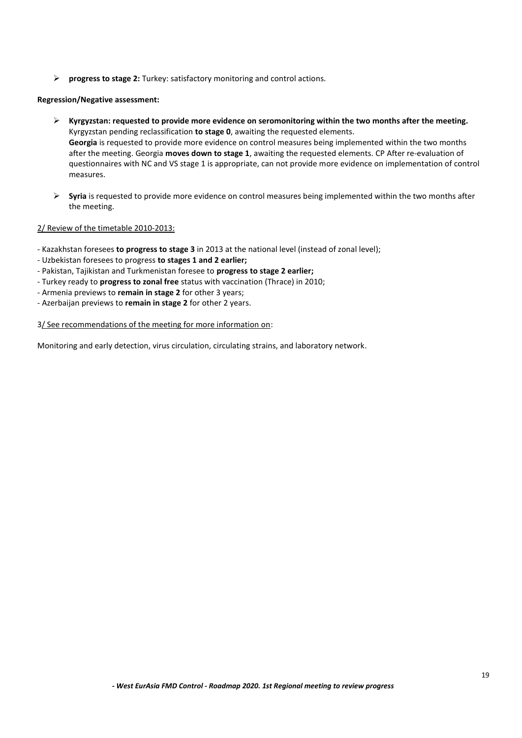- **progress to stage 2:** Turkey: satisfactory monitoring and control actions.

**Regression/Negative assessment:**

- **Kyrgyzstan: requested to provide more evidence on seromonitoring within the two months after the meeting.** Kyrgyzstan pending reclassification **to stage 0**, awaiting the requested elements.
  **Georgia** is requested to provide more evidence on control measures being implemented within the two months after the meeting. Georgia **moves down to stage 1**, awaiting the requested elements. CP After re-evaluation of questionnaires with NC and VS stage 1 is appropriate, can not provide more evidence on implementation of control measures.

- **Syria** is requested to provide more evidence on control measures being implemented within the two months after the meeting.

2/ Review of the timetable 2010-2013:

- Kazakhstan foresees **to progress to stage 3** in 2013 at the national level (instead of zonal level);
- Uzbekistan foresees to progress **to stages 1 and 2 earlier;**
- Pakistan, Tajikistan and Turkmenistan foresee to **progress to stage 2 earlier;**
- Turkey ready to **progress to zonal free** status with vaccination (Thrace) in 2010;
- Armenia previews to **remain in stage 2** for other 3 years;
- Azerbaijan previews to **remain in stage 2** for other 2 years.

3/ See recommendations of the meeting for more information on:

Monitoring and early detection, virus circulation, circulating strains, and laboratory network.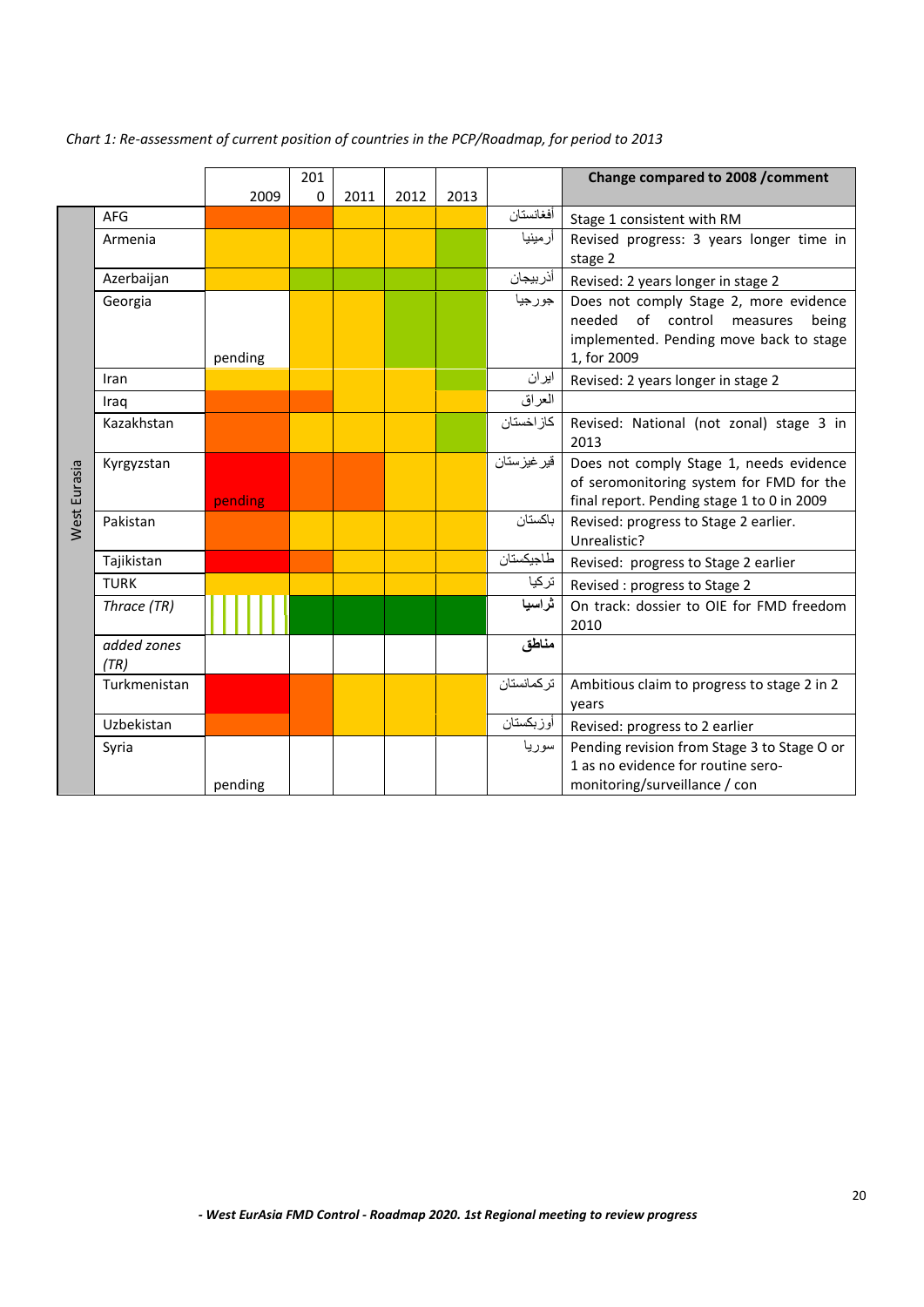*Chart 1: Re-assessment of current position of countries in the PCP/Roadmap, for period to 2013*

| | | 2009 | 2010 | 2011 | 2012 | 2013 | | Change compared to 2008 /comment |
|---|---|---|---|---|---|---|---|---|
| West Eurasia | AFG | | | | | | أفغانستان | Stage 1 consistent with RM |
| | Armenia | | | | | | أرمينيا | Revised progress: 3 years longer time in stage 2 |
| | Azerbaijan | | | | | | أذربيجان | Revised: 2 years longer in stage 2 |
| | Georgia | pending | | | | | جورجيا | Does not comply Stage 2, more evidence needed of control measures being implemented. Pending move back to stage 1, for 2009 |
| | Iran | | | | | | ايران | Revised: 2 years longer in stage 2 |
| | Iraq | | | | | | العراق | |
| | Kazakhstan | | | | | | كازاخستان | Revised: National (not zonal) stage 3 in 2013 |
| | Kyrgyzstan | pending | | | | | قيرغيزستان | Does not comply Stage 1, needs evidence of seromonitoring system for FMD for the final report. Pending stage 1 to 0 in 2009 |
| | Pakistan | | | | | | باكستان | Revised: progress to Stage 2 earlier. Unrealistic? |
| | Tajikistan | | | | | | طاجيكستان | Revised: progress to Stage 2 earlier |
| | TURK | | | | | | تركيا | Revised : progress to Stage 2 |
| | *Thrace (TR)* | | | | | | ثراسيا | On track: dossier to OIE for FMD freedom 2010 |
| | *added zones (TR)* | | | | | | مناطق | |
| | Turkmenistan | | | | | | تركمانستان | Ambitious claim to progress to stage 2 in 2 years |
| | Uzbekistan | | | | | | أوزبكستان | Revised: progress to 2 earlier |
| | Syria | pending | | | | | سوريا | Pending revision from Stage 3 to Stage O or 1 as no evidence for routine sero-monitoring/surveillance / con |

***- West EurAsia FMD Control - Roadmap 2020. 1st Regional meeting to review progress***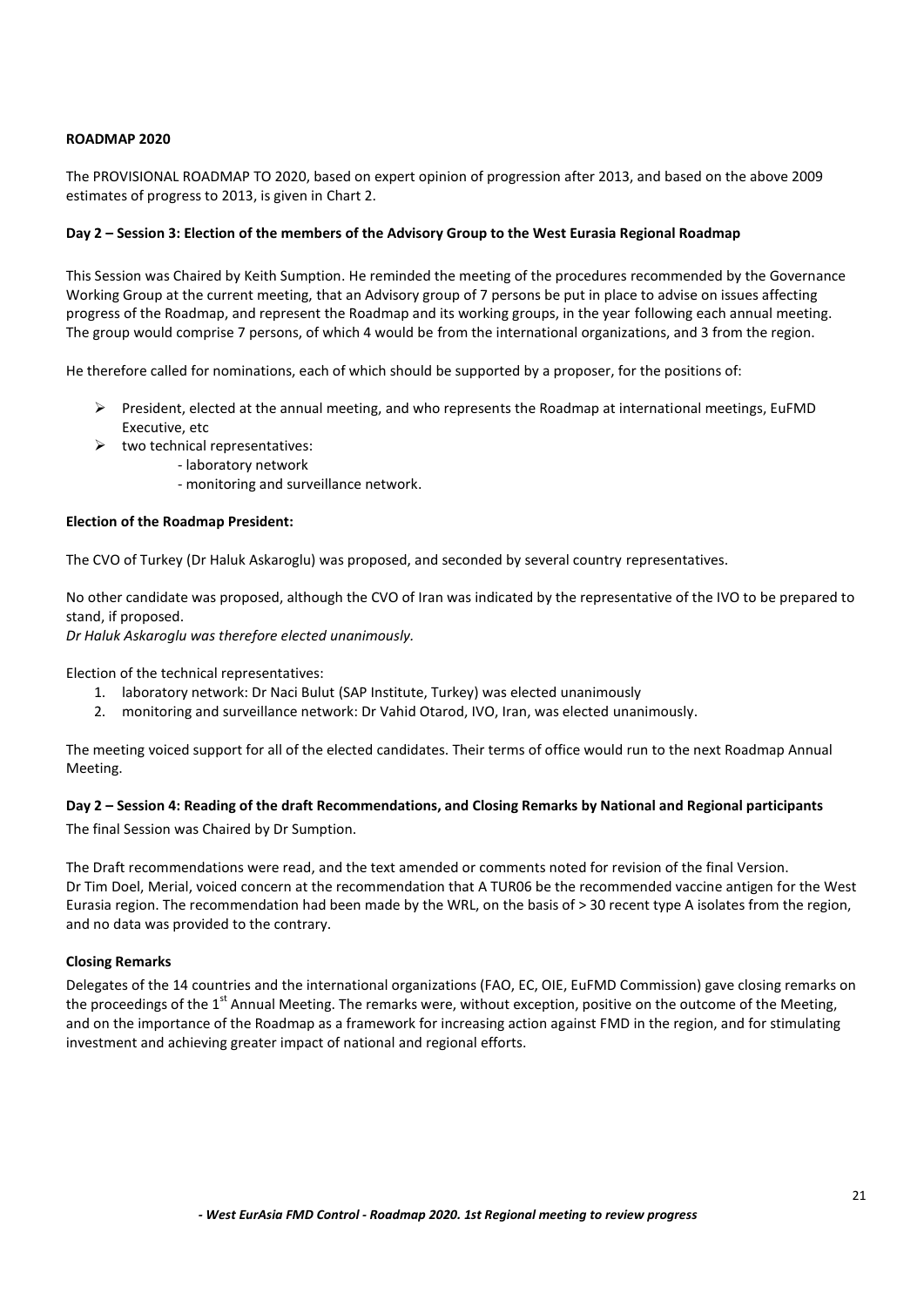**ROADMAP 2020**

The PROVISIONAL ROADMAP TO 2020, based on expert opinion of progression after 2013, and based on the above 2009 estimates of progress to 2013, is given in Chart 2.

**Day 2 – Session 3: Election of the members of the Advisory Group to the West Eurasia Regional Roadmap**

This Session was Chaired by Keith Sumption. He reminded the meeting of the procedures recommended by the Governance Working Group at the current meeting, that an Advisory group of 7 persons be put in place to advise on issues affecting progress of the Roadmap, and represent the Roadmap and its working groups, in the year following each annual meeting. The group would comprise 7 persons, of which 4 would be from the international organizations, and 3 from the region.

He therefore called for nominations, each of which should be supported by a proposer, for the positions of:

- President, elected at the annual meeting, and who represents the Roadmap at international meetings, EuFMD Executive, etc
- two technical representatives:
  - laboratory network
  - monitoring and surveillance network.

**Election of the Roadmap President:**

The CVO of Turkey (Dr Haluk Askaroglu) was proposed, and seconded by several country representatives.

No other candidate was proposed, although the CVO of Iran was indicated by the representative of the IVO to be prepared to stand, if proposed.
*Dr Haluk Askaroglu was therefore elected unanimously.*

Election of the technical representatives:

1. laboratory network: Dr Naci Bulut (SAP Institute, Turkey) was elected unanimously
2. monitoring and surveillance network: Dr Vahid Otarod, IVO, Iran, was elected unanimously.

The meeting voiced support for all of the elected candidates. Their terms of office would run to the next Roadmap Annual Meeting.

**Day 2 – Session 4: Reading of the draft Recommendations, and Closing Remarks by National and Regional participants**

The final Session was Chaired by Dr Sumption.

The Draft recommendations were read, and the text amended or comments noted for revision of the final Version. Dr Tim Doel, Merial, voiced concern at the recommendation that A TUR06 be the recommended vaccine antigen for the West Eurasia region. The recommendation had been made by the WRL, on the basis of > 30 recent type A isolates from the region, and no data was provided to the contrary.

**Closing Remarks**

Delegates of the 14 countries and the international organizations (FAO, EC, OIE, EuFMD Commission) gave closing remarks on the proceedings of the 1st Annual Meeting. The remarks were, without exception, positive on the outcome of the Meeting, and on the importance of the Roadmap as a framework for increasing action against FMD in the region, and for stimulating investment and achieving greater impact of national and regional efforts.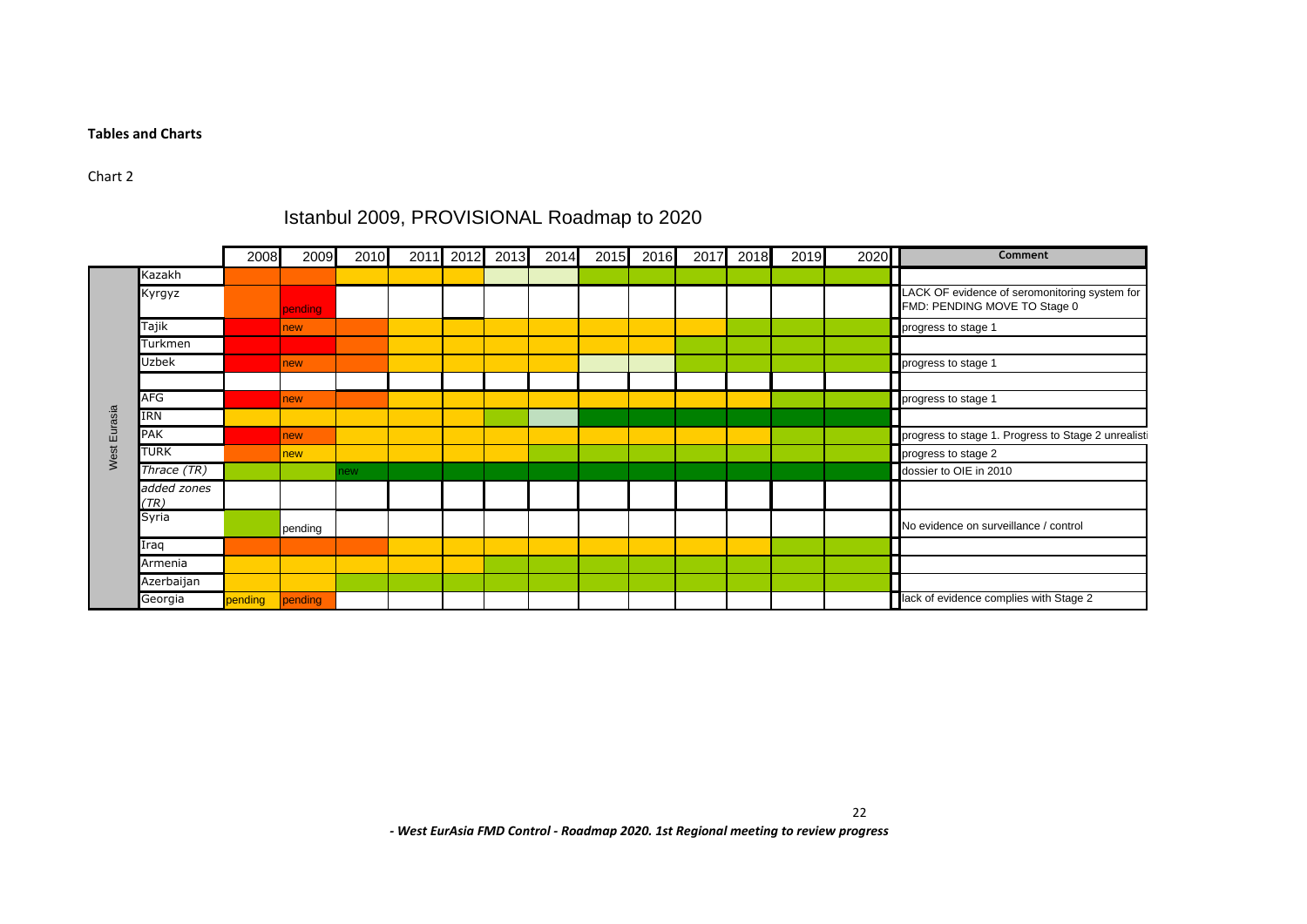**Tables and Charts**

Chart 2

## Istanbul 2009, PROVISIONAL Roadmap to 2020

| | | 2008 | 2009 | 2010 | 2011 | 2012 | 2013 | 2014 | 2015 | 2016 | 2017 | 2018 | 2019 | 2020 | Comment |
|---|---|---|---|---|---|---|---|---|---|---|---|---|---|---|---|
| West Eurasia | Kazakh | | | | | | | | | | | | | | |
| | Kyrgyz | | pending | | | | | | | | | | | | LACK OF evidence of seromonitoring system for FMD: PENDING MOVE TO Stage 0 |
| | Tajik | | new | | | | | | | | | | | | progress to stage 1 |
| | Turkmen | | | | | | | | | | | | | | |
| | Uzbek | | new | | | | | | | | | | | | progress to stage 1 |
| | | | | | | | | | | | | | | | |
| | AFG | | new | | | | | | | | | | | | progress to stage 1 |
| | IRN | | | | | | | | | | | | | | |
| | PAK | | new | | | | | | | | | | | | progress to stage 1. Progress to Stage 2 unrealisti |
| | TURK | | new | | | | | | | | | | | | progress to stage 2 |
| | *Thrace (TR)* | | | new | | | | | | | | | | | dossier to OIE in 2010 |
| | *added zones (TR)* | | | | | | | | | | | | | | |
| | Syria | | pending | | | | | | | | | | | | No evidence on surveillance / control |
| | Iraq | | | | | | | | | | | | | | |
| | Armenia | | | | | | | | | | | | | | |
| | Azerbaijan | | | | | | | | | | | | | | |
| | Georgia | pending | pending | | | | | | | | | | | | lack of evidence complies with Stage 2 |

*- West EurAsia FMD Control - Roadmap 2020. 1st Regional meeting to review progress*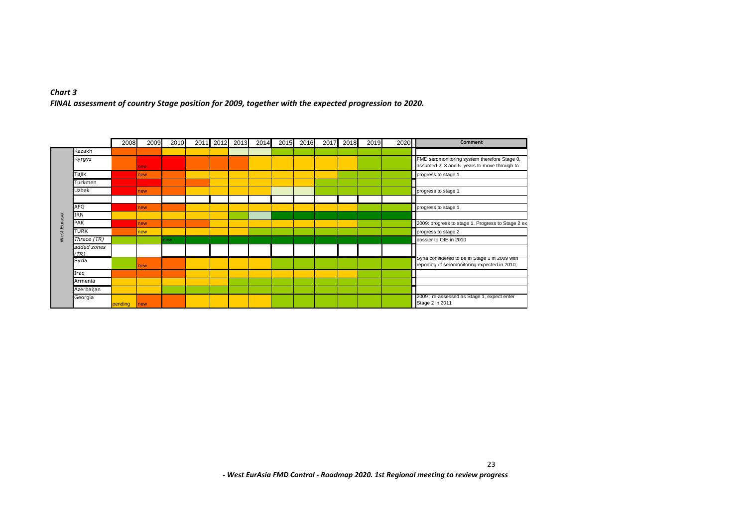***Chart 3***

***FINAL assessment of country Stage position for 2009, together with the expected progression to 2020.***

| | | 2008 | 2009 | 2010 | 2011 | 2012 | 2013 | 2014 | 2015 | 2016 | 2017 | 2018 | 2019 | 2020 | Comment |
|---|---|---|---|---|---|---|---|---|---|---|---|---|---|---|---|
| West Eurasia | Kazakh | | | | | | | | | | | | | | |
| | Kyrgyz | | new | | | | | | | | | | | | FMD seromonitoring system therefore Stage 0, assumed 2, 3 and 5 years to move through to |
| | Tajik | | new | | | | | | | | | | | | progress to stage 1 |
| | Turkmen | | | | | | | | | | | | | | |
| | Uzbek | | new | | | | | | | | | | | | progress to stage 1 |
| | | | | | | | | | | | | | | | |
| | AFG | | new | | | | | | | | | | | | progress to stage 1 |
| | IRN | | | | | | | | | | | | | | |
| | PAK | | new | | | | | | | | | | | | 2009: progress to stage 1. Progress to Stage 2 ex |
| | TURK | | new | | | | | | | | | | | | progress to stage 2 |
| | *Thrace (TR)* | | | new | | | | | | | | | | | dossier to OIE in 2010 |
| | *added zones (TR)* | | | | | | | | | | | | | | |
| | Syria | | new | | | | | | | | | | | | Syria considered to be in Stage 1 in 2009 with reporting of seromonitoring expected in 2010, |
| | Iraq | | | | | | | | | | | | | | |
| | Armenia | | | | | | | | | | | | | | |
| | Azerbaijan | | | | | | | | | | | | | | |
| | Georgia | pending | new | | | | | | | | | | | | 2009 : re-assessed as Stage 1, expect enter Stage 2 in 2011 |

*- West EurAsia FMD Control - Roadmap 2020. 1st Regional meeting to review progress*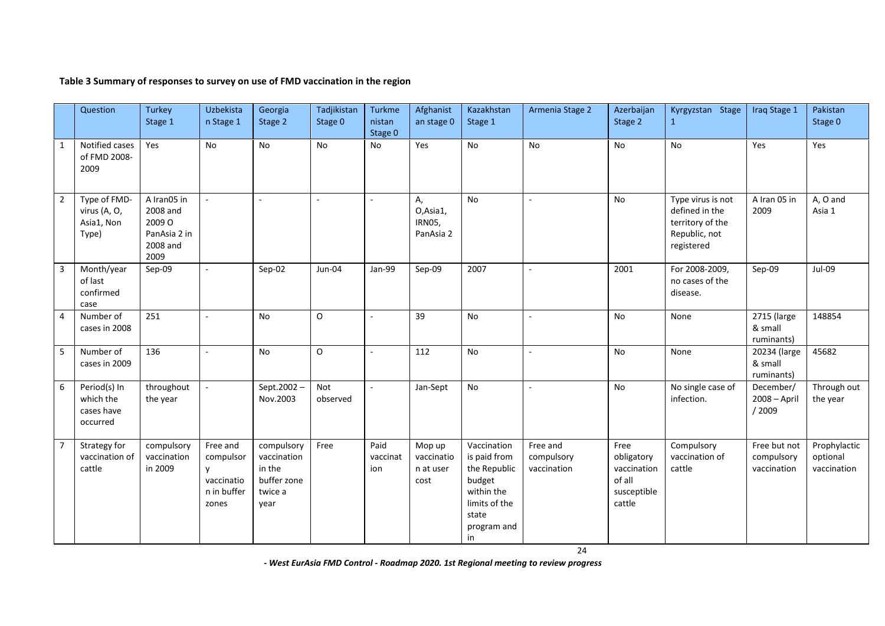**Table 3 Summary of responses to survey on use of FMD vaccination in the region**

| | Question | Turkey Stage 1 | Uzbekistan Stage 1 | Georgia Stage 2 | Tadjikistan Stage 0 | Turkmenistan Stage 0 | Afghanistan stage 0 | Kazakhstan Stage 1 | Armenia Stage 2 | Azerbaijan Stage 2 | Kyrgyzstan Stage 1 | Iraq Stage 1 | Pakistan Stage 0 |
|---|---|---|---|---|---|---|---|---|---|---|---|---|---|
| 1 | Notified cases of FMD 2008-2009 | Yes | No | No | No | No | Yes | No | No | No | No | Yes | Yes |
| 2 | Type of FMD-virus (A, O, Asia1, Non Type) | A Iran05 in 2008 and 2009 O PanAsia 2 in 2008 and 2009 | - | - | - | - | A, O,Asia1, IRN05, PanAsia 2 | No | - | No | Type virus is not defined in the territory of the Republic, not registered | A Iran 05 in 2009 | A, O and Asia 1 |
| 3 | Month/year of last confirmed case | Sep-09 | - | Sep-02 | Jun-04 | Jan-99 | Sep-09 | 2007 | - | 2001 | For 2008-2009, no cases of the disease. | Sep-09 | Jul-09 |
| 4 | Number of cases in 2008 | 251 | - | No | O | - | 39 | No | - | No | None | 2715 (large & small ruminants) | 148854 |
| 5 | Number of cases in 2009 | 136 | - | No | O | - | 112 | No | - | No | None | 20234 (large & small ruminants) | 45682 |
| 6 | Period(s) In which the cases have occurred | throughout the year | - | Sept.2002 – Nov.2003 | Not observed | - | Jan-Sept | No | - | No | No single case of infection. | December/ 2008 – April / 2009 | Through out the year |
| 7 | Strategy for vaccination of cattle | compulsory vaccination in 2009 | Free and compulsory vaccination in buffer zones | compulsory vaccination in the buffer zone twice a year | Free | Paid vaccination | Mop up vaccination at user cost | Vaccination is paid from the Republic budget within the limits of the state program and in | Free and compulsory vaccination | Free obligatory vaccination of all susceptible cattle | Compulsory vaccination of cattle | Free but not compulsory vaccination | Prophylactic optional vaccination |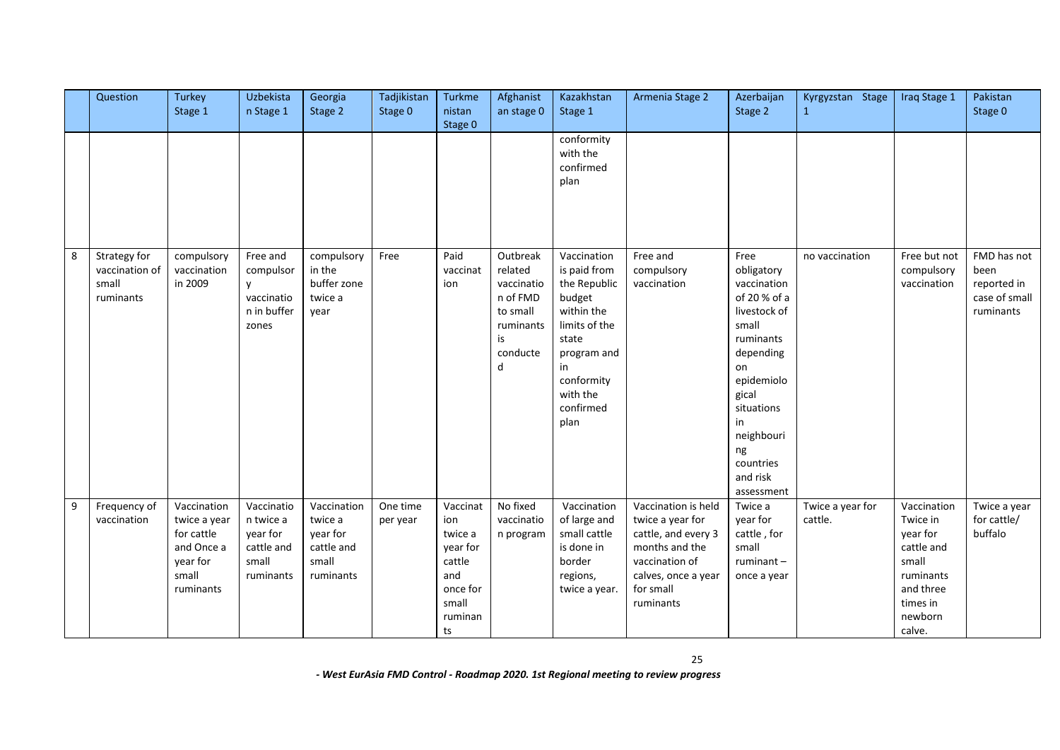| | Question | Turkey Stage 1 | Uzbekistan Stage 1 | Georgia Stage 2 | Tadjikistan Stage 0 | Turkmenistan Stage 0 | Afghanistan stage 0 | Kazakhstan Stage 1 | Armenia Stage 2 | Azerbaijan Stage 2 | Kyrgyzstan Stage 1 | Iraq Stage 1 | Pakistan Stage 0 |
|---|---|---|---|---|---|---|---|---|---|---|---|---|---|
| | | | | | | | | conformity with the confirmed plan | | | | | |
| 8 | Strategy for vaccination of small ruminants | compulsory vaccination in 2009 | Free and compulsory vaccination in buffer zones | compulsory in the buffer zone twice a year | Free | Paid vaccination | Outbreak related vaccination of FMD to small ruminants is conducted | Vaccination is paid from the Republic budget within the limits of the state program and in conformity with the confirmed plan | Free and compulsory vaccination | Free obligatory vaccination of 20 % of a livestock of small ruminants depending on epidemiological situations in neighbouring countries and risk assessment | no vaccination | Free but not compulsory vaccination | FMD has not been reported in case of small ruminants |
| 9 | Frequency of vaccination | Vaccination twice a year for cattle and Once a year for small ruminants | Vaccination twice a year for cattle and small ruminants | Vaccination twice a year for cattle and small ruminants | One time per year | Vaccination twice a year for cattle and once for small ruminants | No fixed vaccination program | Vaccination of large and small cattle is done in border regions, twice a year. | Vaccination is held twice a year for cattle, and every 3 months and the vaccination of calves, once a year for small ruminants | Twice a year for cattle , for small ruminant – once a year | Twice a year for cattle. | Vaccination Twice in year for cattle and small ruminants and three times in newborn calve. | Twice a year for cattle/ buffalo |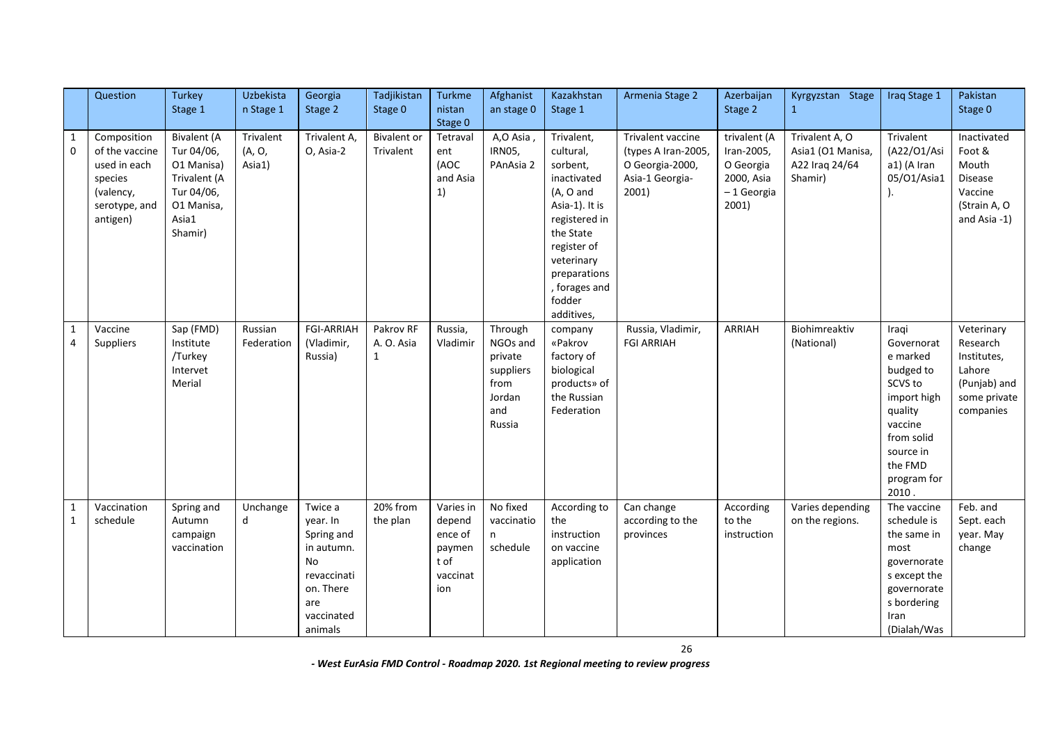| | Question | Turkey Stage 1 | Uzbekistan Stage 1 | Georgia Stage 2 | Tadjikistan Stage 0 | Turkmenistan Stage 0 | Afghanistan stage 0 | Kazakhstan Stage 1 | Armenia Stage 2 | Azerbaijan Stage 2 | Kyrgyzstan Stage 1 | Iraq Stage 1 | Pakistan Stage 0 |
|---|---|---|---|---|---|---|---|---|---|---|---|---|---|
| 10 | Composition of the vaccine used in each species (valency, serotype, and antigen) | Bivalent (A Tur 04/06, O1 Manisa) Trivalent (A Tur 04/06, O1 Manisa, Asia1 Shamir) | Trivalent (A, O, Asia1) | Trivalent A, O, Asia-2 | Bivalent or Trivalent | Tetravalent (AOC and Asia 1) | A,O Asia , IRN05, PAnAsia 2 | Trivalent, cultural, sorbent, inactivated (A, O and Asia-1). It is registered in the State register of veterinary preparations, forages and fodder additives, | Trivalent vaccine (types A Iran-2005, O Georgia-2000, Asia-1 Georgia-2001) | trivalent (A Iran-2005, O Georgia 2000, Asia – 1 Georgia 2001) | Trivalent A, O Asia1 (O1 Manisa, A22 Iraq 24/64 Shamir) | Trivalent (A22/O1/Asia1) (A Iran 05/O1/Asia1). | Inactivated Foot & Mouth Disease Vaccine (Strain A, O and Asia -1) |
| 14 | Vaccine Suppliers | Sap (FMD) Institute /Turkey Intervet Merial | Russian Federation | FGI-ARRIAH (Vladimir, Russia) | Pakrov RF A. O. Asia 1 | Russia, Vladimir | Through NGOs and private suppliers from Jordan and Russia | company «Pakrov factory of biological products» of the Russian Federation | Russia, Vladimir, FGI ARRIAH | ARRIAH | Biohimreaktiv (National) | Iraqi Governorate marked budged to SCVS to import high quality vaccine from solid source in the FMD program for 2010 . | Veterinary Research Institutes, Lahore (Punjab) and some private companies |
| 11 | Vaccination schedule | Spring and Autumn campaign vaccination | Unchanged | Twice a year. In Spring and in autumn. No revaccination. There are vaccinated animals | 20% from the plan | Varies in dependence of payment of vaccination | No fixed vaccination schedule | According to the instruction on vaccine application | Can change according to the provinces | According to the instruction | Varies depending on the regions. | The vaccine schedule is the same in most governorates except the governorates bordering Iran (Dialah/Was | Feb. and Sept. each year. May change |

*- West EurAsia FMD Control - Roadmap 2020. 1st Regional meeting to review progress*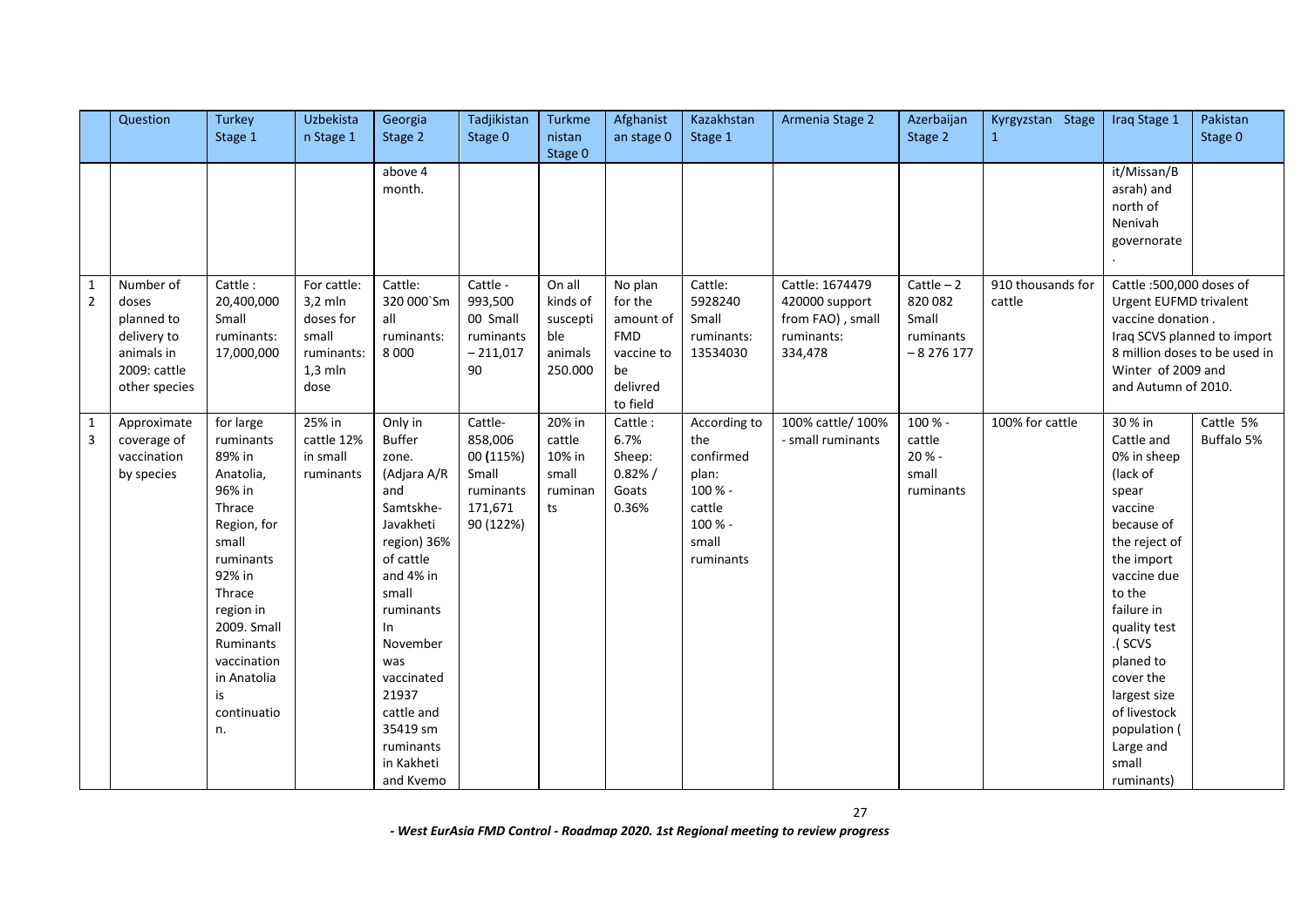| | Question | Turkey Stage 1 | Uzbekistan Stage 1 | Georgia Stage 2 | Tadjikistan Stage 0 | Turkmenistan Stage 0 | Afghanistan stage 0 | Kazakhstan Stage 1 | Armenia Stage 2 | Azerbaijan Stage 2 | Kyrgyzstan Stage 1 | Iraq Stage 1 | Pakistan Stage 0 |
|---|---|---|---|---|---|---|---|---|---|---|---|---|---|
| | | | | above 4 month. | | | | | | | | it/Missan/Basrah) and north of Nenivah governorate . | |
| 12 | Number of doses planned to delivery to animals in 2009: cattle other species | Cattle : 20,400,000 Small ruminants: 17,000,000 | For cattle: 3,2 mln doses for small ruminants: 1,3 mln dose | Cattle: 320 000`Small ruminants: 8 000 | Cattle - 993,500 Small ruminants – 211,017 90 | On all kinds of susceptible animals 250.000 | No plan for the amount of FMD vaccine to be delivred to field | Cattle: 5928240 Small ruminants: 13534030 | Cattle: 1674479 420000 support from FAO) , small ruminants: 334,478 | Cattle – 2 820 082 Small ruminants – 8 276 177 | 910 thousands for cattle | Cattle :500,000 doses of Urgent EUFMD trivalent vaccine donation . Iraq SCVS planned to import 8 million doses to be used in Winter of 2009 and and Autumn of 2010. | |
| 13 | Approximate coverage of vaccination by species | for large ruminants 89% in Anatolia, 96% in Thrace Region, for small ruminants 92% in Thrace region in 2009. Small Ruminants vaccination in Anatolia is continuation. | 25% in cattle 12% in small ruminants | Only in Buffer zone. (Adjara A/R and Samtskhe-Javakheti region) 36% of cattle and 4% in small ruminants In November was vaccinated 21937 cattle and 35419 sm ruminants in Kakheti and Kvemo | Cattle- 858,006 00 (115%) Small ruminants 171,671 90 (122%) | 20% in cattle 10% in small ruminants | Cattle : 6.7% Sheep: 0.82% / Goats 0.36% | According to the confirmed plan: 100 % - cattle 100 % - small ruminants | 100% cattle/ 100% - small ruminants | 100 % - cattle 20 % - small ruminants | 100% for cattle | 30 % in Cattle and 0% in sheep (lack of spear vaccine because of the reject of the import vaccine due to the failure in quality test .( SCVS planed to cover the largest size of livestock population ( Large and small ruminants) | Cattle 5% Buffalo 5% |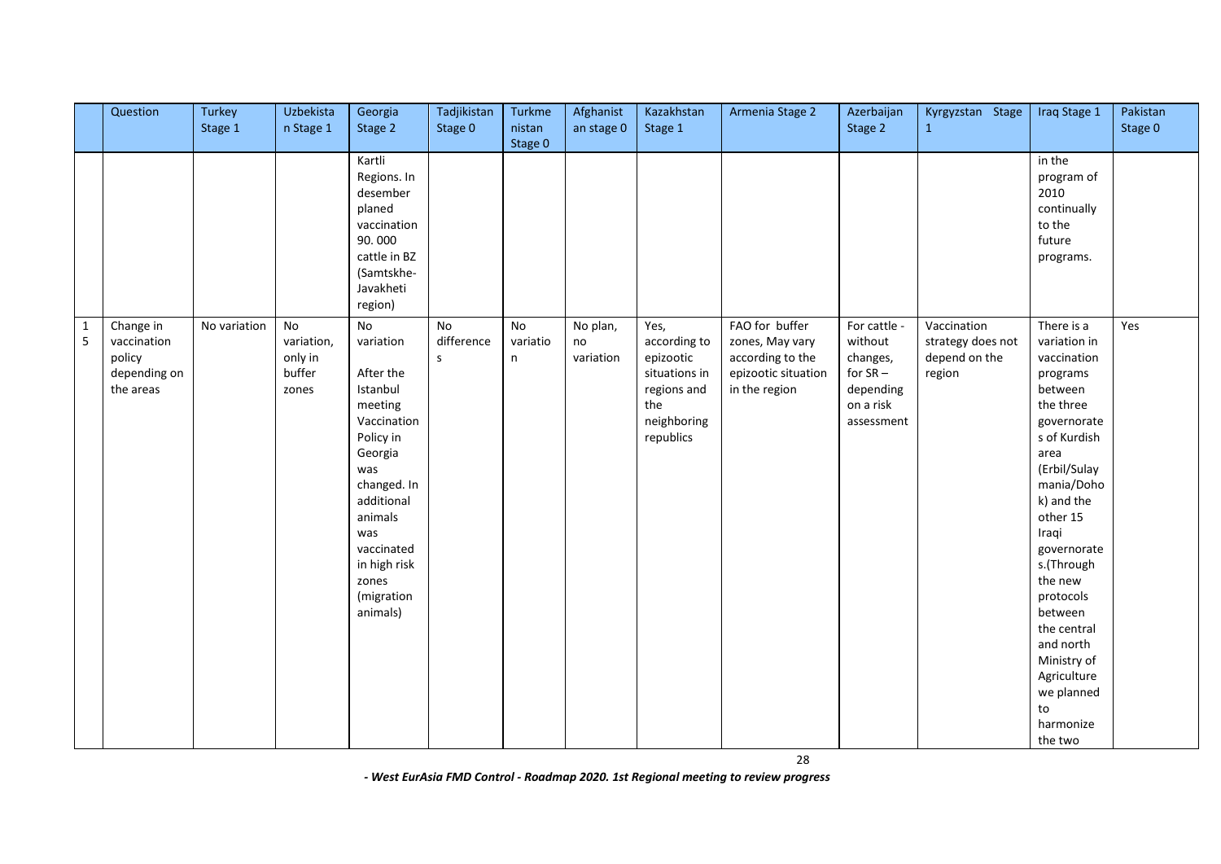| | Question | Turkey Stage 1 | Uzbekistan Stage 1 | Georgia Stage 2 | Tadjikistan Stage 0 | Turkmenistan Stage 0 | Afghanistan stage 0 | Kazakhstan Stage 1 | Armenia Stage 2 | Azerbaijan Stage 2 | Kyrgyzstan Stage 1 | Iraq Stage 1 | Pakistan Stage 0 |
|---|---|---|---|---|---|---|---|---|---|---|---|---|---|
| | | | | Kartli Regions. In desember planed vaccination 90. 000 cattle in BZ (Samtskhe-Javakheti region) | | | | | | | | in the program of 2010 continually to the future programs. | |
| 15 | Change in vaccination policy depending on the areas | No variation | No variation, only in buffer zones | No variation<br><br>After the Istanbul meeting Vaccination Policy in Georgia was changed. In additional animals was vaccinated in high risk zones (migration animals) | No differences | No variation | No plan, no variation | Yes, according to epizootic situations in regions and the neighboring republics | FAO for buffer zones, May vary according to the epizootic situation in the region | For cattle - without changes, for SR – depending on a risk assessment | Vaccination strategy does not depend on the region | There is a variation in vaccination programs between the three governorates of Kurdish area (Erbil/Sulaymania/Dohok) and the other 15 Iraqi governorates.(Through the new protocols between the central and north Ministry of Agriculture we planned to harmonize the two | Yes |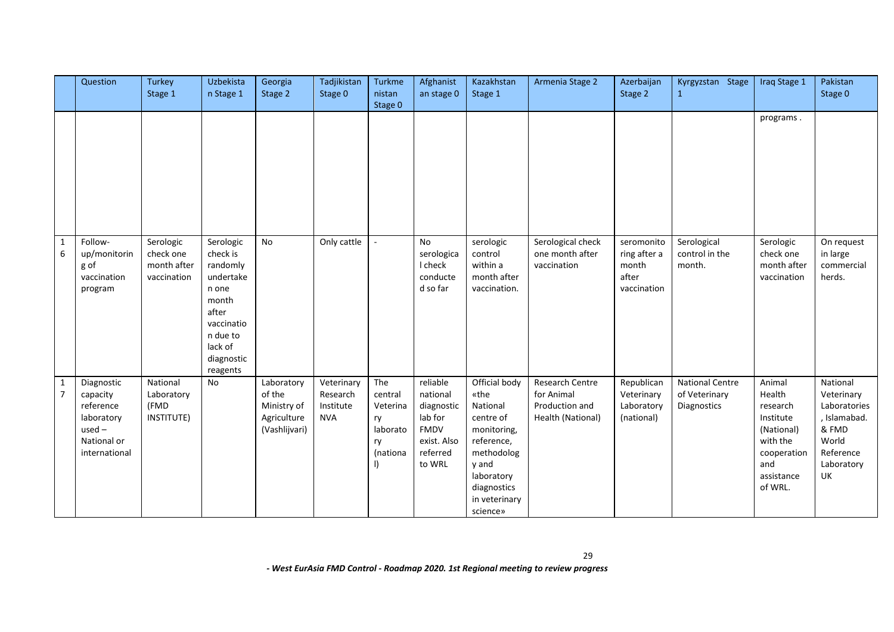| | Question | Turkey Stage 1 | Uzbekistan Stage 1 | Georgia Stage 2 | Tadjikistan Stage 0 | Turkmenistan Stage 0 | Afghanistan stage 0 | Kazakhstan Stage 1 | Armenia Stage 2 | Azerbaijan Stage 2 | Kyrgyzstan Stage 1 | Iraq Stage 1 | Pakistan Stage 0 |
|---|---|---|---|---|---|---|---|---|---|---|---|---|---|
| | | | | | | | | | | | | programs . | |
| 16 | Follow-up/monitoring of vaccination program | Serologic check one month after vaccination | Serologic check is randomly undertaken one month after vaccination due to lack of diagnostic reagents | No | Only cattle | - | No serological check conducted so far | serologic control within a month after vaccination. | Serological check one month after vaccination | seromonitoring after a month after vaccination | Serological control in the month. | Serologic check one month after vaccination | On request in large commercial herds. |
| 17 | Diagnostic capacity reference laboratory used – National or international | National Laboratory (FMD INSTITUTE) | No | Laboratory of the Ministry of Agriculture (Vashlijvari) | Veterinary Research Institute NVA | The central Veterinary laboratory (national) | reliable national diagnostic lab for FMDV exist. Also referred to WRL | Official body «the National centre of monitoring, reference, methodology and laboratory diagnostics in veterinary science» | Research Centre for Animal Production and Health (National) | Republican Veterinary Laboratory (national) | National Centre of Veterinary Diagnostics | Animal Health research Institute (National) with the cooperation and assistance of WRL. | National Veterinary Laboratories, Islamabad. & FMD World Reference Laboratory UK |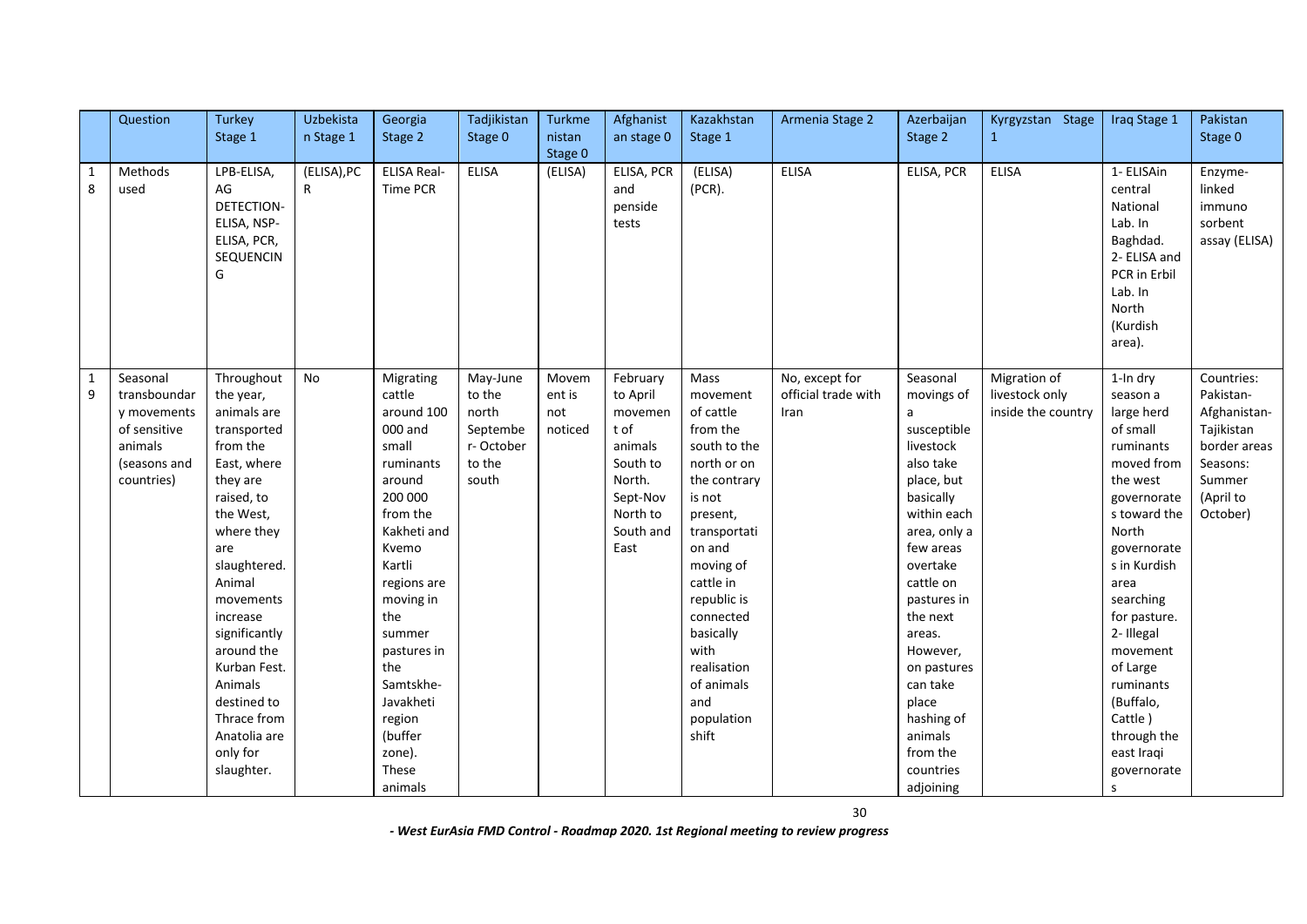| | Question | Turkey Stage 1 | Uzbekistan Stage 1 | Georgia Stage 2 | Tadjikistan Stage 0 | Turkmenistan Stage 0 | Afghanistan stage 0 | Kazakhstan Stage 1 | Armenia Stage 2 | Azerbaijan Stage 2 | Kyrgyzstan Stage 1 | Iraq Stage 1 | Pakistan Stage 0 |
|---|---|---|---|---|---|---|---|---|---|---|---|---|---|
| 18 | Methods used | LPB-ELISA, AG DETECTION-ELISA, NSP-ELISA, PCR, SEQUENCING | (ELISA),PCR | ELISA Real-Time PCR | ELISA | (ELISA) | ELISA, PCR and penside tests | (ELISA) (PCR). | ELISA | ELISA, PCR | ELISA | 1- ELISAin central National Lab. In Baghdad. 2- ELISA and PCR in Erbil Lab. In North (Kurdish area). | Enzyme-linked immuno sorbent assay (ELISA) |
| 19 | Seasonal transboundary movements of sensitive animals (seasons and countries) | Throughout the year, animals are transported from the East, where they are raised, to the West, where they are slaughtered. Animal movements increase significantly around the Kurban Fest. Animals destined to Thrace from Anatolia are only for slaughter. | No | Migrating cattle around 100 000 and small ruminants around 200 000 from the Kakheti and Kvemo Kartli regions are moving in the summer pastures in the Samtskhe-Javakheti region (buffer zone). These animals | May-June to the north Septembe r- October to the south | Movement is not noticed | February to April movement of animals South to North. Sept-Nov North to South and East | Mass movement of cattle from the south to the north or on the contrary is not present, transportation and moving of cattle in republic is connected basically with realisation of animals and population shift | No, except for official trade with Iran | Seasonal movings of a susceptible livestock also take place, but basically within each area, only a few areas overtake cattle on pastures in the next areas. However, on pastures can take place hashing of animals from the countries adjoining | Migration of livestock only inside the country | 1-In dry season a large herd of small ruminants moved from the west governorates toward the North governorates in Kurdish area searching for pasture. 2- Illegal movement of Large ruminants (Buffalo, Cattle ) through the east Iraqi governorates | Countries: Pakistan-Afghanistan-Tajikistan border areas Seasons: Summer (April to October) |

*- West EurAsia FMD Control - Roadmap 2020. 1st Regional meeting to review progress*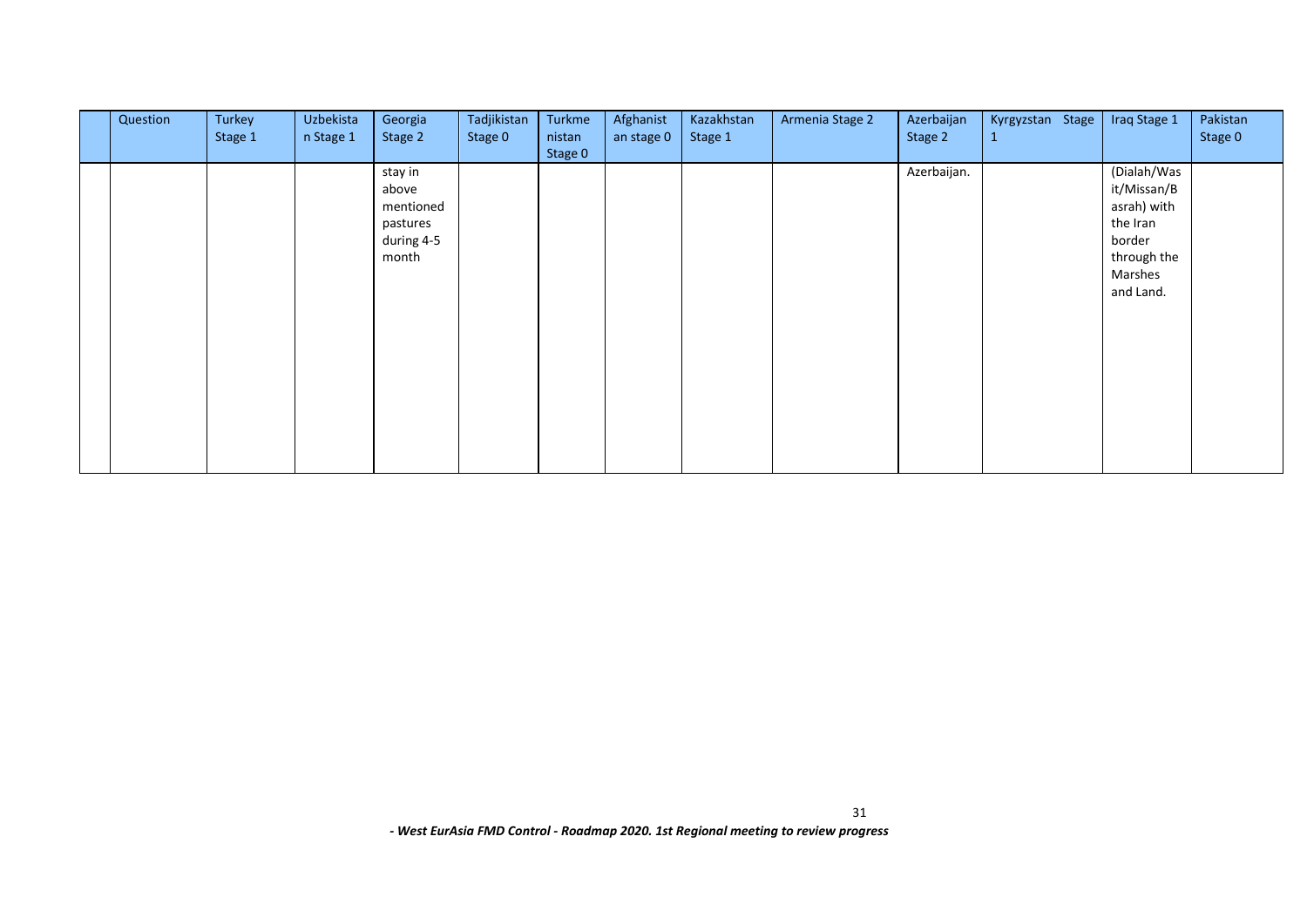| | Question | Turkey Stage 1 | Uzbekistan Stage 1 | Georgia Stage 2 | Tadjikistan Stage 0 | Turkmenistan Stage 0 | Afghanistan stage 0 | Kazakhstan Stage 1 | Armenia Stage 2 | Azerbaijan Stage 2 | Kyrgyzstan Stage 1 | Iraq Stage 1 | Pakistan Stage 0 |
|---|---|---|---|---|---|---|---|---|---|---|---|---|---|
| | | | | stay in above mentioned pastures during 4-5 month | | | | | | Azerbaijan. | | (Dialah/Wasit/Missan/Basrah) with the Iran border through the Marshes and Land. | |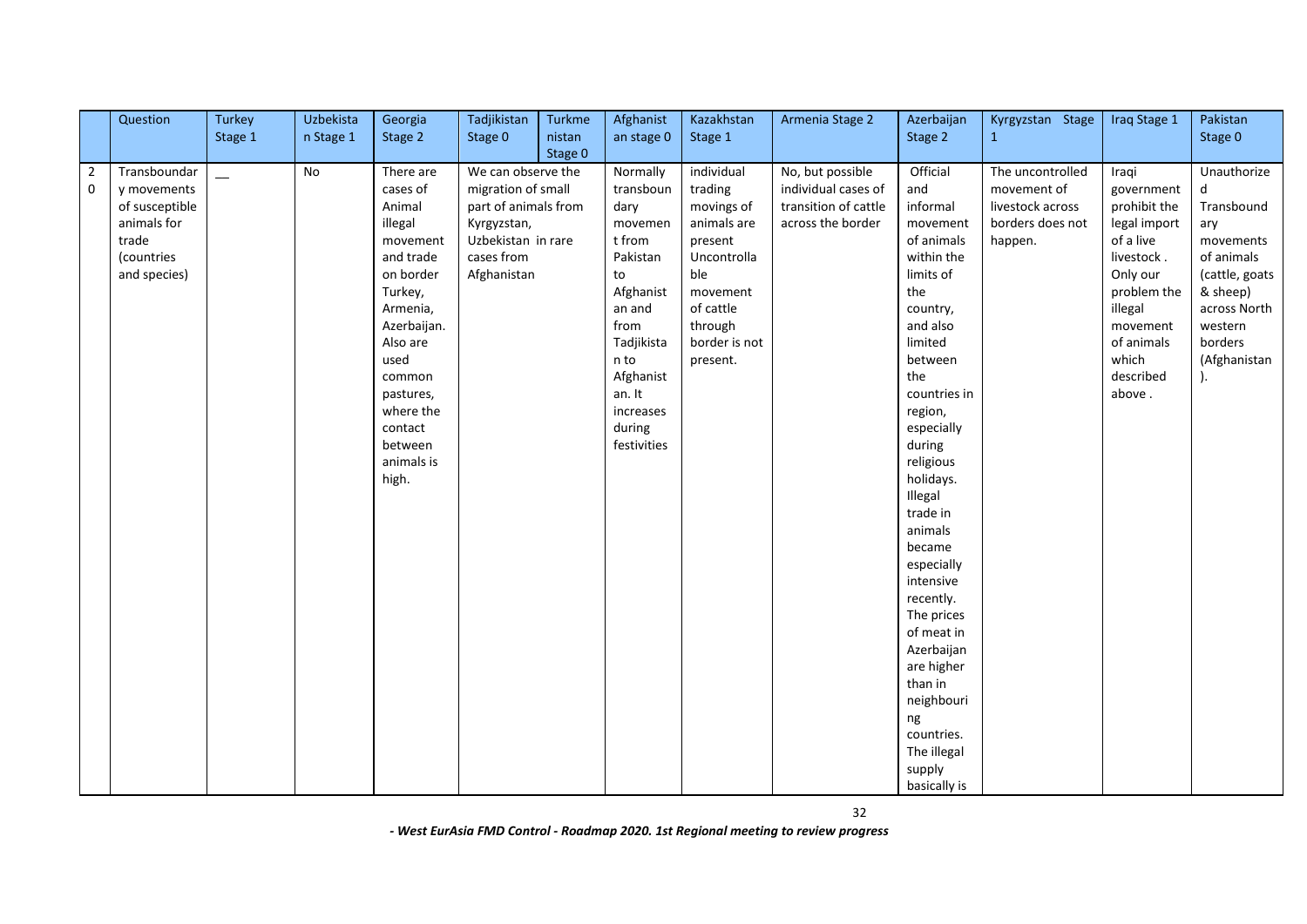|  | Question | Turkey Stage 1 | Uzbekistan Stage 1 | Georgia Stage 2 | Tadjikistan Stage 0 | Turkmenistan Stage 0 | Afghanistan stage 0 | Kazakhstan Stage 1 | Armenia Stage 2 | Azerbaijan Stage 2 | Kyrgyzstan Stage 1 | Iraq Stage 1 | Pakistan Stage 0 |
|---|---|---|---|---|---|---|---|---|---|---|---|---|---|
| 20 | Transboundary movements of susceptible animals for trade (countries and species) | __ | No | There are cases of Animal illegal movement and trade on border Turkey, Armenia, Azerbaijan. Also are used common pastures, where the contact between animals is high. | We can observe the migration of small part of animals from Kyrgyzstan, Uzbekistan in rare cases from Afghanistan | | Normally transboundary movement from Pakistan to Afghanistan and from Tadjikistan to Afghanistan. It increases during festivities | individual trading movings of animals are present Uncontrollable movement of cattle through border is not present. | No, but possible individual cases of transition of cattle across the border | Official and informal movement of animals within the limits of the country, and also limited between the countries in region, especially during religious holidays. Illegal trade in animals became especially intensive recently. The prices of meat in Azerbaijan are higher than in neighbouring countries. The illegal supply basically is | The uncontrolled movement of livestock across borders does not happen. | Iraqi government prohibit the legal import of a live livestock . Only our problem the illegal movement of animals which described above . | Unauthorized Transboundary movements of animals (cattle, goats & sheep) across North western borders (Afghanistan). |

*- West EurAsia FMD Control - Roadmap 2020. 1st Regional meeting to review progress*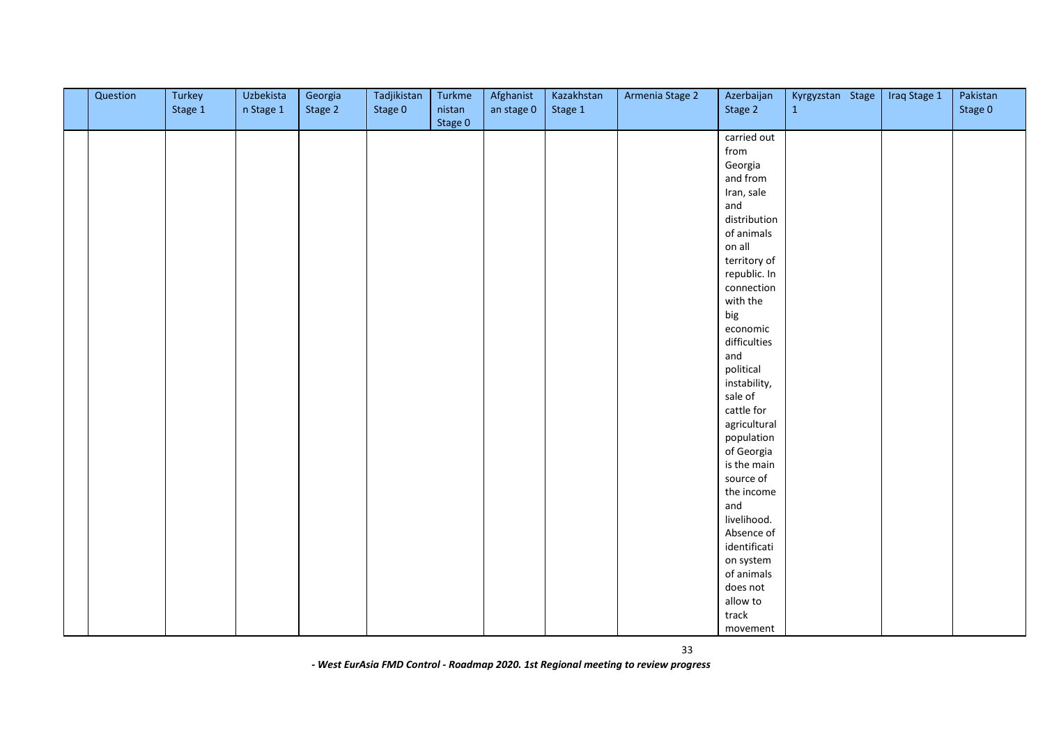| | Question | Turkey Stage 1 | Uzbekistan Stage 1 | Georgia Stage 2 | Tadjikistan Stage 0 | Turkmenistan Stage 0 | Afghanistan stage 0 | Kazakhstan Stage 1 | Armenia Stage 2 | Azerbaijan Stage 2 | Kyrgyzstan Stage 1 | Iraq Stage 1 | Pakistan Stage 0 |
|---|---|---|---|---|---|---|---|---|---|---|---|---|---|
| | | | | | | | | | | carried out from Georgia and from Iran, sale and distribution of animals on all territory of republic. In connection with the big economic difficulties and political instability, sale of cattle for agricultural population of Georgia is the main source of the income and livelihood. Absence of identification system of animals does not allow to track movement | | | |

*- West EurAsia FMD Control - Roadmap 2020. 1st Regional meeting to review progress*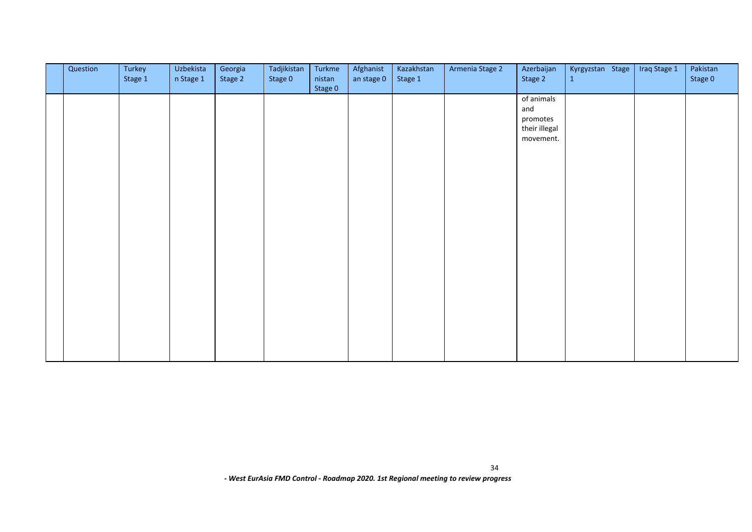| | Question | Turkey Stage 1 | Uzbekistan Stage 1 | Georgia Stage 2 | Tadjikistan Stage 0 | Turkmenistan Stage 0 | Afghanistan stage 0 | Kazakhstan Stage 1 | Armenia Stage 2 | Azerbaijan Stage 2 | Kyrgyzstan Stage 1 | Iraq Stage 1 | Pakistan Stage 0 |
|---|---|---|---|---|---|---|---|---|---|---|---|---|---|
| | | | | | | | | | | of animals and promotes their illegal movement. | | | |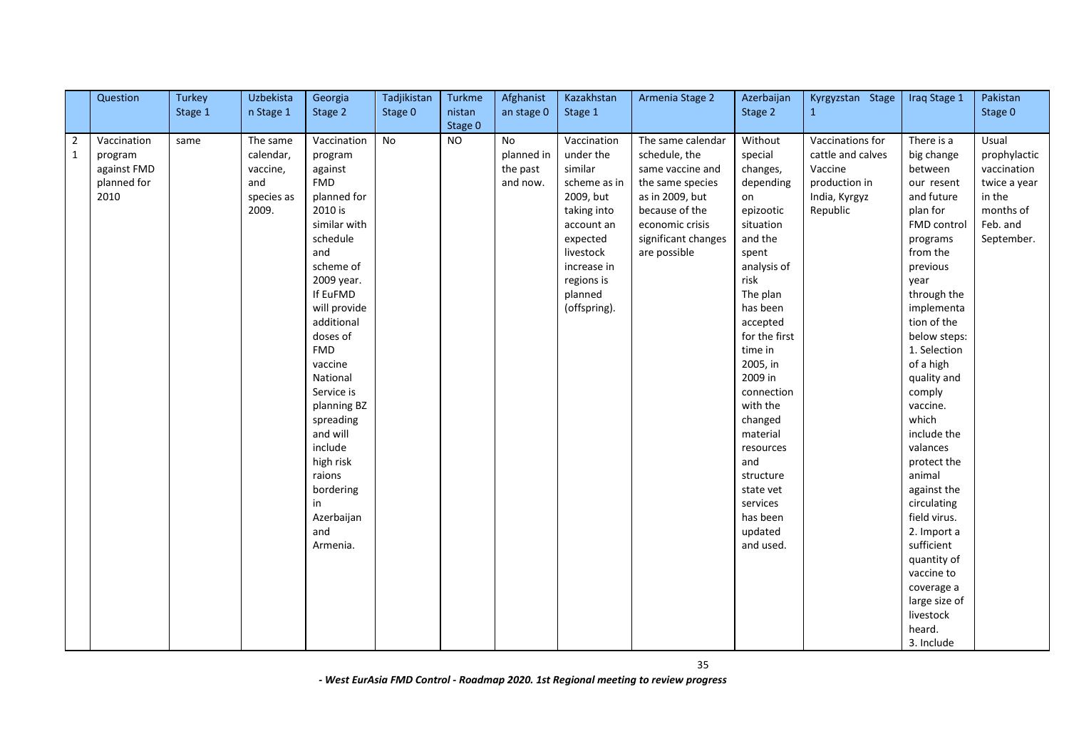|  | Question | Turkey Stage 1 | Uzbekistan Stage 1 | Georgia Stage 2 | Tadjikistan Stage 0 | Turkmenistan Stage 0 | Afghanistan stage 0 | Kazakhstan Stage 1 | Armenia Stage 2 | Azerbaijan Stage 2 | Kyrgyzstan Stage 1 | Iraq Stage 1 | Pakistan Stage 0 |
|---|---|---|---|---|---|---|---|---|---|---|---|---|---|
| 21 | Vaccination program against FMD planned for 2010 | same | The same calendar, vaccine, and species as 2009. | Vaccination program against FMD planned for 2010 is similar with schedule and scheme of 2009 year. If EuFMD will provide additional doses of FMD vaccine National Service is planning BZ spreading and will include high risk raions bordering in Azerbaijan and Armenia. | No | NO | No planned in the past and now. | Vaccination under the similar scheme as in 2009, but taking into account an expected livestock increase in regions is planned (offspring). | The same calendar schedule, the same vaccine and the same species as in 2009, but because of the economic crisis significant changes are possible | Without special changes, depending on epizootic situation and the spent analysis of risk The plan has been accepted for the first time in 2005, in 2009 in connection with the changed material resources and structure state vet services has been updated and used. | Vaccinations for cattle and calves Vaccine production in India, Kyrgyz Republic | There is a big change between our resent and future plan for FMD control programs from the previous year through the implementation of the below steps: 1. Selection of a high quality and comply vaccine. which include the valances and protect the animal against the circulating field virus. 2. Import a sufficient quantity of vaccine to coverage a large size of livestock heard. 3. Include | Usual prophylactic vaccination twice a year in the months of Feb. and September. |

*- West EurAsia FMD Control - Roadmap 2020. 1st Regional meeting to review progress*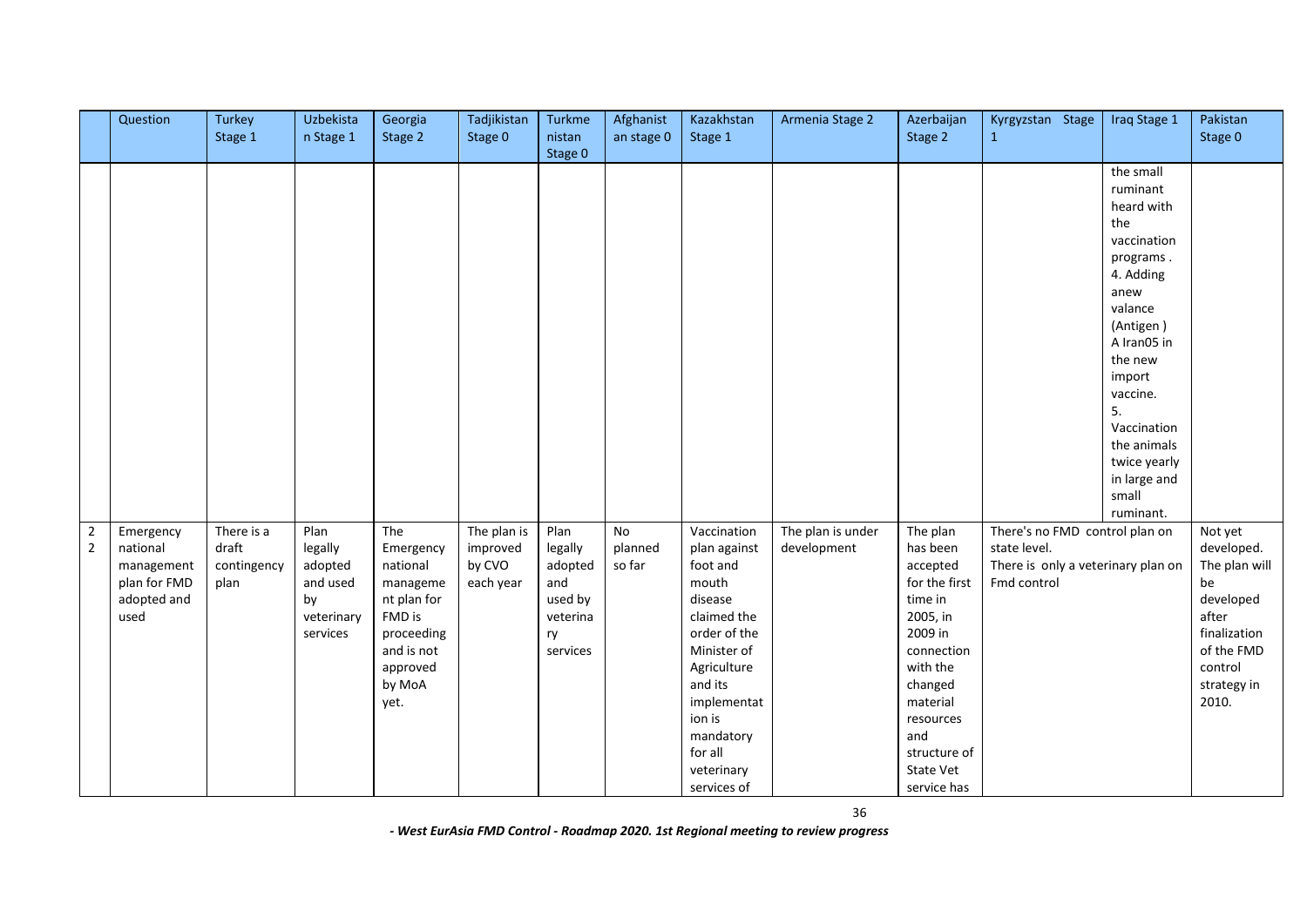| | Question | Turkey Stage 1 | Uzbekistan Stage 1 | Georgia Stage 2 | Tadjikistan Stage 0 | Turkmenistan Stage 0 | Afghanistan stage 0 | Kazakhstan Stage 1 | Armenia Stage 2 | Azerbaijan Stage 2 | Kyrgyzstan Stage 1 | Iraq Stage 1 | Pakistan Stage 0 |
|---|---|---|---|---|---|---|---|---|---|---|---|---|---|
| | | | | | | | | | | | | the small ruminant heard with the vaccination programs . 4. Adding anew valance (Antigen ) A Iran05 in the new import vaccine. 5. Vaccination the animals twice yearly in large and small ruminant. | |
| 2 2 | Emergency national management plan for FMD adopted and used | There is a draft contingency plan | Plan legally adopted and used by veterinary services | The Emergency national management plan for FMD is proceeding and is not approved by MoA yet. | The plan is improved by CVO each year | Plan legally adopted and used by veterinary services | No planned so far | Vaccination plan against foot and mouth disease claimed the order of the Minister of Agriculture and its implementation is mandatory for all veterinary services of | The plan is under development | The plan has been accepted for the first time in 2005, in 2009 in connection with the changed material resources and structure of State Vet service has | There's no FMD control plan on state level. There is only a veterinary plan on Fmd control | | Not yet developed. The plan will be developed after finalization of the FMD control strategy in 2010. |

*- West EurAsia FMD Control - Roadmap 2020. 1st Regional meeting to review progress*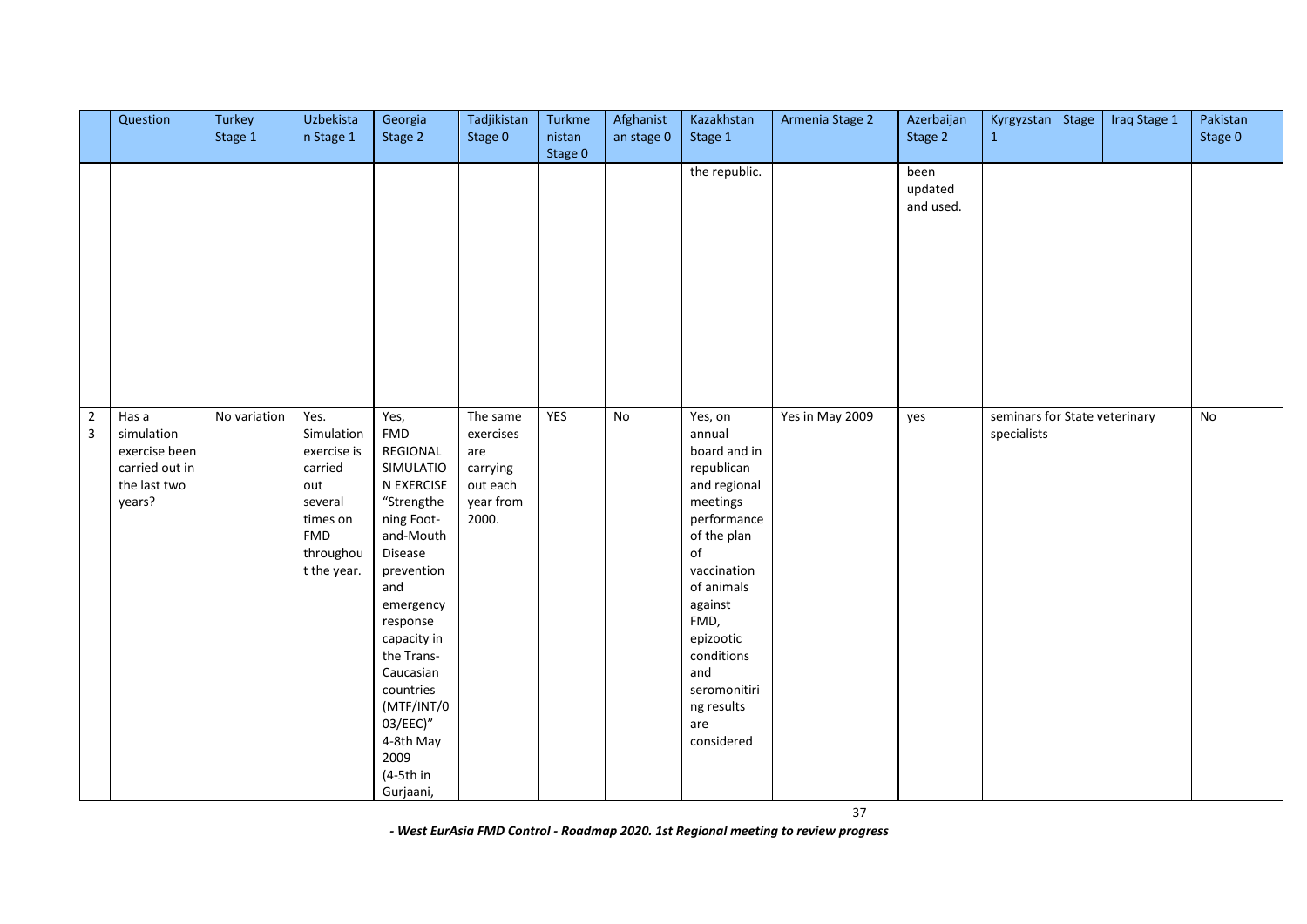|  | Question | Turkey Stage 1 | Uzbekistan Stage 1 | Georgia Stage 2 | Tadjikistan Stage 0 | Turkmenistan Stage 0 | Afghanistan stage 0 | Kazakhstan Stage 1 | Armenia Stage 2 | Azerbaijan Stage 2 | Kyrgyzstan Stage 1 | Iraq Stage 1 | Pakistan Stage 0 |
|---|---|---|---|---|---|---|---|---|---|---|---|---|---|
|  |  |  |  |  |  |  |  | the republic. |  | been updated and used. |  |  |  |
| 23 | Has a simulation exercise been carried out in the last two years? | No variation | Yes. Simulation exercise is carried out several times on FMD throughout the year. | Yes, FMD REGIONAL SIMULATION EXERCISE "Strengthening Foot-and-Mouth Disease prevention and emergency response capacity in the Trans-Caucasian countries (MTF/INT/003/EEC)" 4-8th May 2009 (4-5th in Gurjaani, | The same exercises are carrying out each year from 2000. | YES | No | Yes, on annual board and in republican and regional meetings performance of the plan of vaccination of animals against FMD, epizootic conditions and seromonitiring results are considered | Yes in May 2009 | yes | seminars for State veterinary specialists |  | No |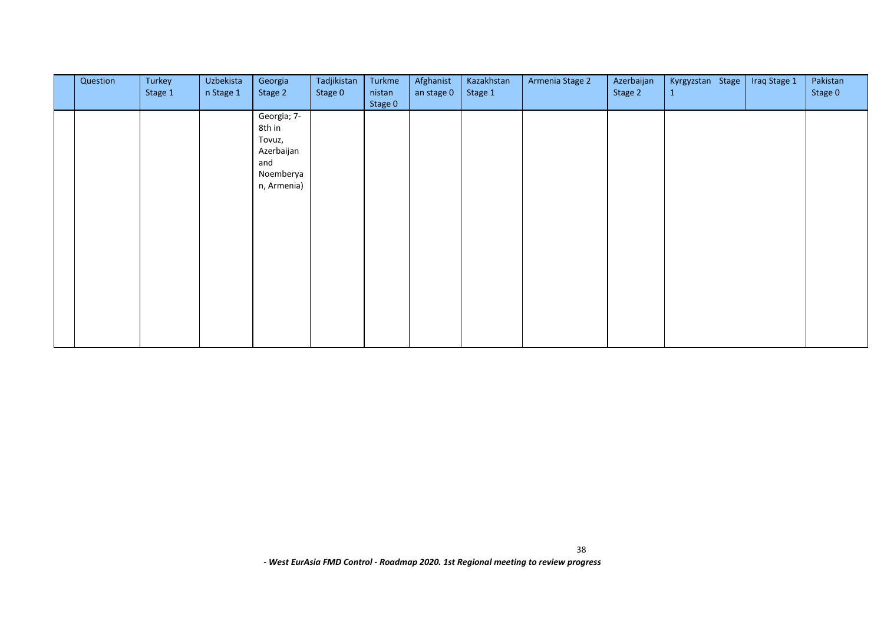| | Question | Turkey Stage 1 | Uzbekistan Stage 1 | Georgia Stage 2 | Tadjikistan Stage 0 | Turkmenistan Stage 0 | Afghanistan stage 0 | Kazakhstan Stage 1 | Armenia Stage 2 | Azerbaijan Stage 2 | Kyrgyzstan Stage 1 | Iraq Stage 1 | Pakistan Stage 0 |
|---|---|---|---|---|---|---|---|---|---|---|---|---|---|
| | | | | Georgia; 7-8th in Tovuz, Azerbaijan and Noemberyan, Armenia) | | | | | | | | | |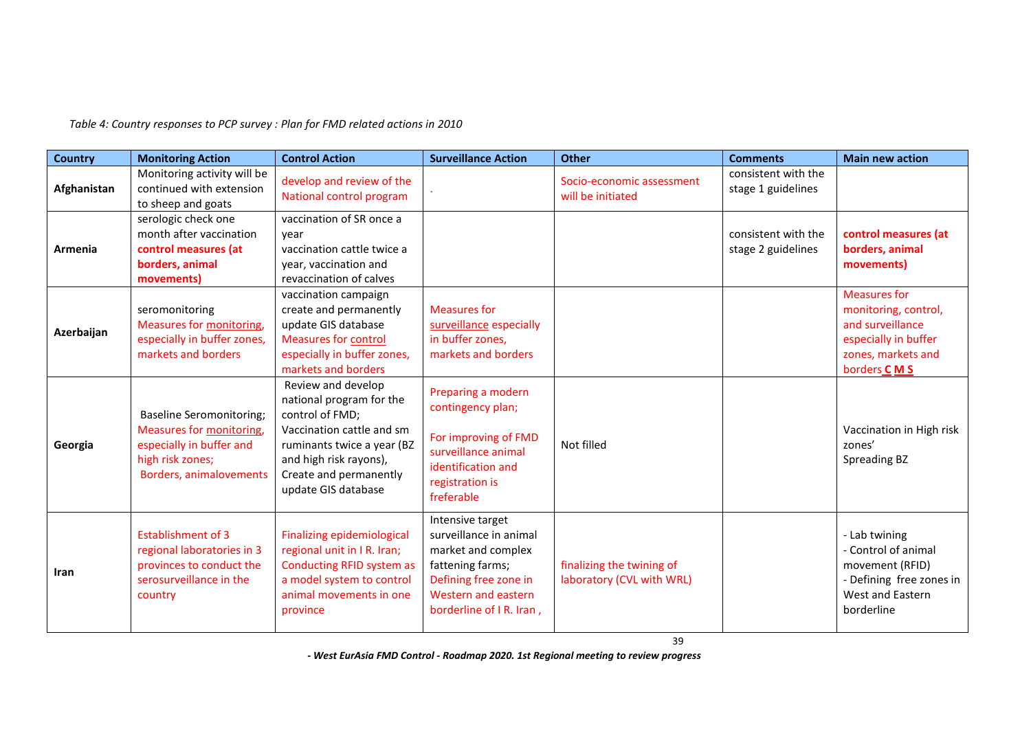*Table 4: Country responses to PCP survey : Plan for FMD related actions in 2010*

| Country | Monitoring Action | Control Action | Surveillance Action | Other | Comments | Main new action |
|---|---|---|---|---|---|---|
| **Afghanistan** | Monitoring activity will be continued with extension to sheep and goats | develop and review of the National control program | . | Socio-economic assessment will be initiated | consistent with the stage 1 guidelines | |
| **Armenia** | serologic check one month after vaccination **control measures (at borders, animal movements)** | vaccination of SR once a year vaccination cattle twice a year, vaccination and revaccination of calves | | | consistent with the stage 2 guidelines | **control measures (at borders, animal movements)** |
| **Azerbaijan** | seromonitoring Measures for monitoring, especially in buffer zones, markets and borders | vaccination campaign create and permanently update GIS database Measures for control especially in buffer zones, markets and borders | Measures for surveillance especially in buffer zones, markets and borders | | | Measures for monitoring, control, and surveillance especially in buffer zones, markets and borders **C M S** |
| **Georgia** | Baseline Seromonitoring; Measures for monitoring, especially in buffer and high risk zones; Borders, animalovements | Review and develop national program for the control of FMD; Vaccination cattle and sm ruminants twice a year (BZ and high risk rayons), Create and permanently update GIS database | Preparing a modern contingency plan; For improving of FMD surveillance animal identification and registration is freferable | Not filled | | Vaccination in High risk zones' Spreading BZ |
| **Iran** | Establishment of 3 regional laboratories in 3 provinces to conduct the serosurveillance in the country | Finalizing epidemiological regional unit in I R. Iran; Conducting RFID system as a model system to control animal movements in one province | Intensive target surveillance in animal market and complex fattening farms; Defining free zone in Western and eastern borderline of I R. Iran , | finalizing the twining of laboratory (CVL with WRL) | | - Lab twining<br>- Control of animal movement (RFID)<br>- Defining free zones in West and Eastern borderline |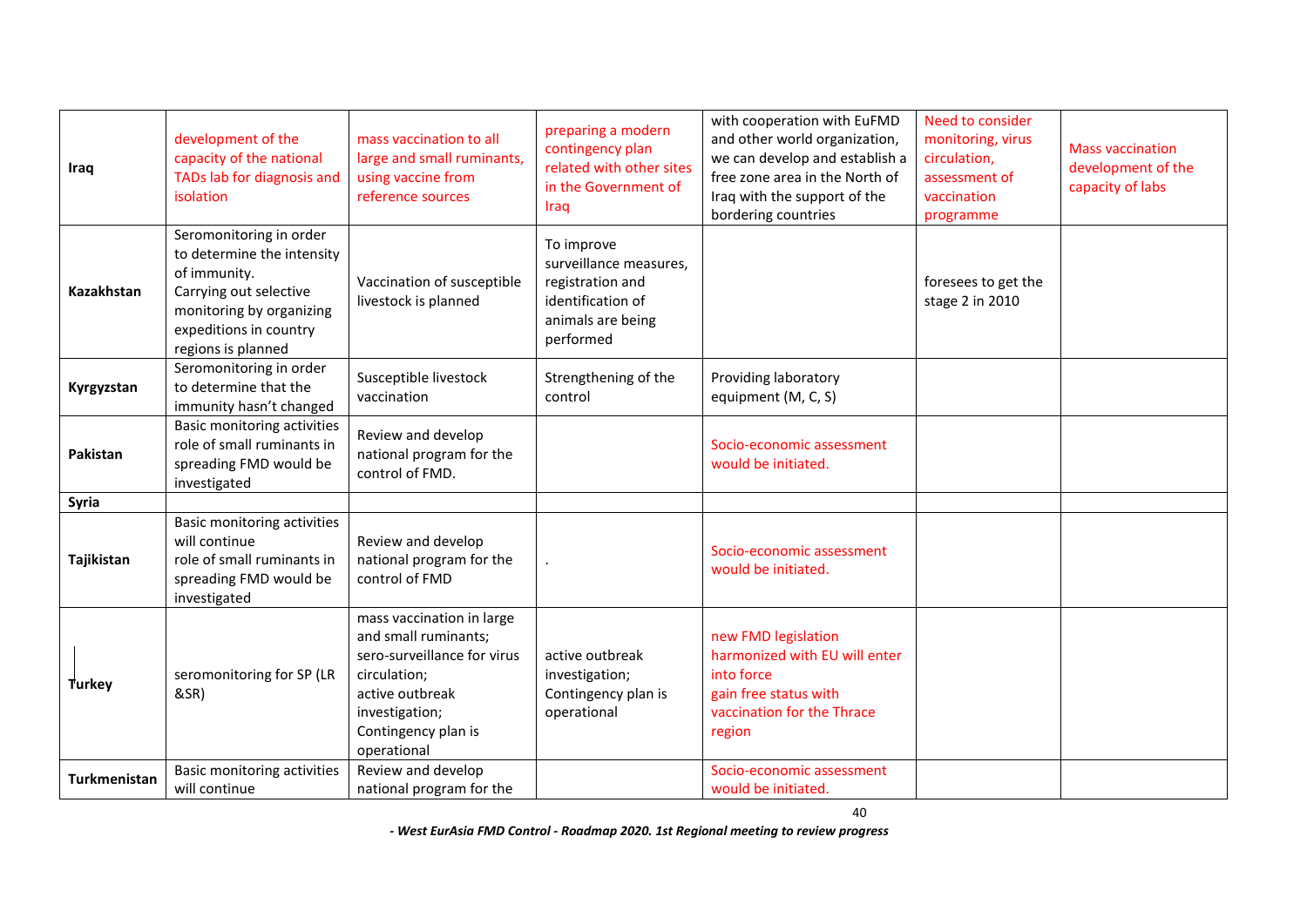| | | | | | | |
|---|---|---|---|---|---|---|
| **Iraq** | development of the capacity of the national TADs lab for diagnosis and isolation | mass vaccination to all large and small ruminants, using vaccine from reference sources | preparing a modern contingency plan related with other sites in the Government of Iraq | with cooperation with EuFMD and other world organization, we can develop and establish a free zone area in the North of Iraq with the support of the bordering countries | Need to consider monitoring, virus circulation, assessment of vaccination programme | Mass vaccination development of the capacity of labs |
| **Kazakhstan** | Seromonitoring in order to determine the intensity of immunity. Carrying out selective monitoring by organizing expeditions in country regions is planned | Vaccination of susceptible livestock is planned | To improve surveillance measures, registration and identification of animals are being performed | | foresees to get the stage 2 in 2010 | |
| **Kyrgyzstan** | Seromonitoring in order to determine that the immunity hasn't changed | Susceptible livestock vaccination | Strengthening of the control | Providing laboratory equipment (M, C, S) | | |
| **Pakistan** | Basic monitoring activities role of small ruminants in spreading FMD would be investigated | Review and develop national program for the control of FMD. | | Socio-economic assessment would be initiated. | | |
| **Syria** | | | | | | |
| **Tajikistan** | Basic monitoring activities will continue role of small ruminants in spreading FMD would be investigated | Review and develop national program for the control of FMD | . | Socio-economic assessment would be initiated. | | |
| **Turkey** | seromonitoring for SP (LR &SR) | mass vaccination in large and small ruminants; sero-surveillance for virus circulation; active outbreak investigation; Contingency plan is operational | active outbreak investigation; Contingency plan is operational | new FMD legislation harmonized with EU will enter into force gain free status with vaccination for the Thrace region | | |
| **Turkmenistan** | Basic monitoring activities will continue | Review and develop national program for the | | Socio-economic assessment would be initiated. | | |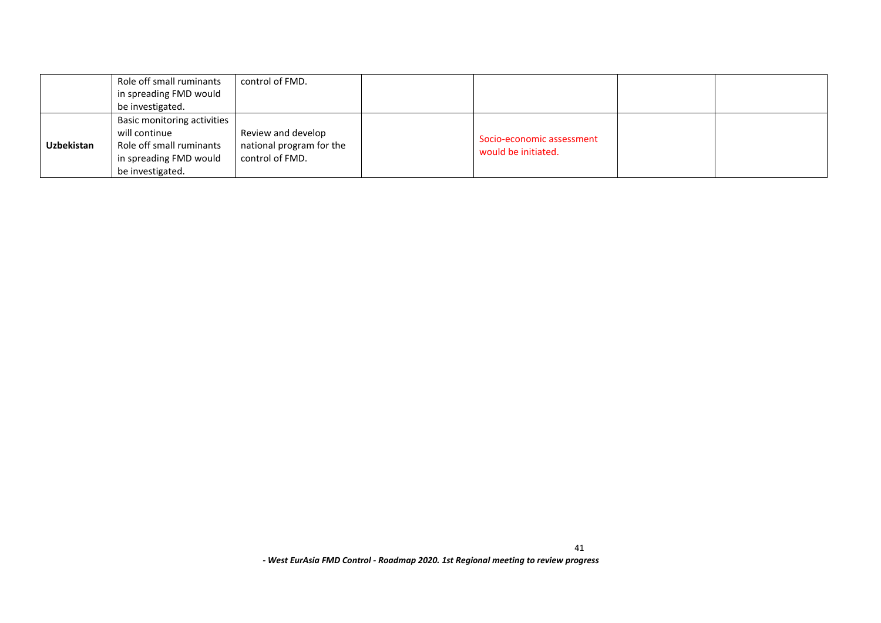|  |  |  |  |  |  |  |
|---|---|---|---|---|---|---|
|  | Role off small ruminants in spreading FMD would be investigated. | control of FMD. |  |  |  |  |
| **Uzbekistan** | Basic monitoring activities will continue<br>Role off small ruminants in spreading FMD would be investigated. | Review and develop national program for the control of FMD. |  | Socio-economic assessment would be initiated. |  |  |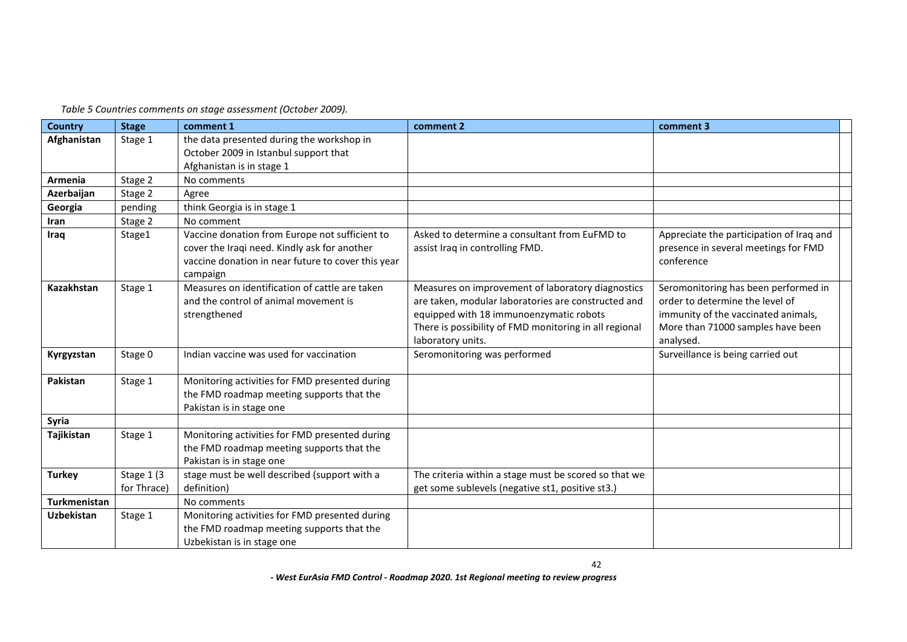*Table 5 Countries comments on stage assessment (October 2009).*

| Country | Stage | comment 1 | comment 2 | comment 3 |
|---|---|---|---|---|
| **Afghanistan** | Stage 1 | the data presented during the workshop in October 2009 in Istanbul support that Afghanistan is in stage 1 | | |
| **Armenia** | Stage 2 | No comments | | |
| **Azerbaijan** | Stage 2 | Agree | | |
| **Georgia** | pending | think Georgia is in stage 1 | | |
| **Iran** | Stage 2 | No comment | | |
| **Iraq** | Stage1 | Vaccine donation from Europe not sufficient to cover the Iraqi need. Kindly ask for another vaccine donation in near future to cover this year campaign | Asked to determine a consultant from EuFMD to assist Iraq in controlling FMD. | Appreciate the participation of Iraq and presence in several meetings for FMD conference |
| **Kazakhstan** | Stage 1 | Measures on identification of cattle are taken and the control of animal movement is strengthened | Measures on improvement of laboratory diagnostics are taken, modular laboratories are constructed and equipped with 18 immunoenzymatic robots There is possibility of FMD monitoring in all regional laboratory units. | Seromonitoring has been performed in order to determine the level of immunity of the vaccinated animals, More than 71000 samples have been analysed. |
| **Kyrgyzstan** | Stage 0 | Indian vaccine was used for vaccination | Seromonitoring was performed | Surveillance is being carried out |
| **Pakistan** | Stage 1 | Monitoring activities for FMD presented during the FMD roadmap meeting supports that the Pakistan is in stage one | | |
| **Syria** | | | | |
| **Tajikistan** | Stage 1 | Monitoring activities for FMD presented during the FMD roadmap meeting supports that the Pakistan is in stage one | | |
| **Turkey** | Stage 1 (3 for Thrace) | stage must be well described (support with a definition) | The criteria within a stage must be scored so that we get some sublevels (negative st1, positive st3.) | |
| **Turkmenistan** | | No comments | | |
| **Uzbekistan** | Stage 1 | Monitoring activities for FMD presented during the FMD roadmap meeting supports that the Uzbekistan is in stage one | | |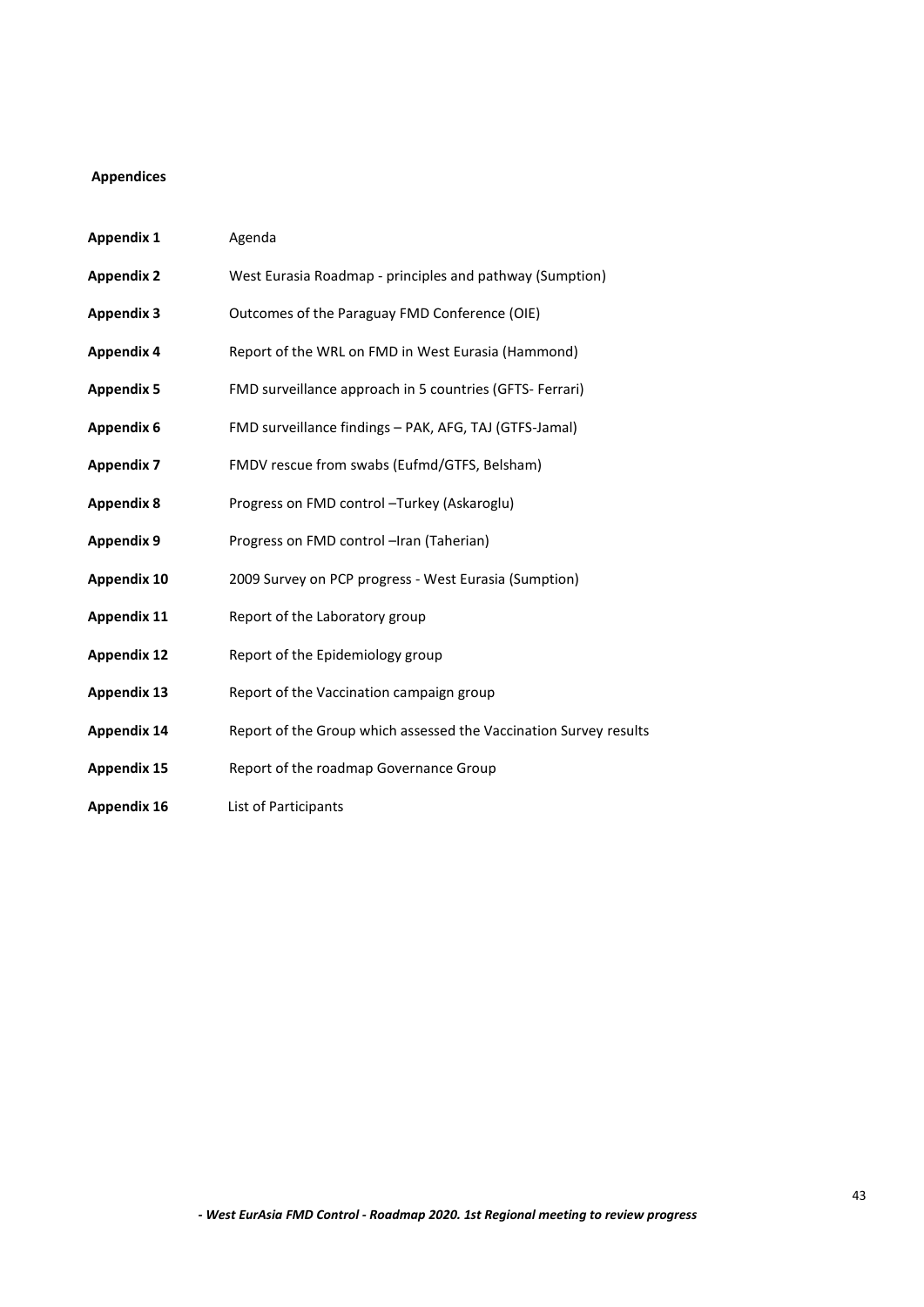## Appendices

| | |
|---|---|
| **Appendix 1** | Agenda |
| **Appendix 2** | West Eurasia Roadmap - principles and pathway (Sumption) |
| **Appendix 3** | Outcomes of the Paraguay FMD Conference (OIE) |
| **Appendix 4** | Report of the WRL on FMD in West Eurasia (Hammond) |
| **Appendix 5** | FMD surveillance approach in 5 countries (GFTS- Ferrari) |
| **Appendix 6** | FMD surveillance findings – PAK, AFG, TAJ (GTFS-Jamal) |
| **Appendix 7** | FMDV rescue from swabs (Eufmd/GTFS, Belsham) |
| **Appendix 8** | Progress on FMD control –Turkey (Askaroglu) |
| **Appendix 9** | Progress on FMD control –Iran (Taherian) |
| **Appendix 10** | 2009 Survey on PCP progress - West Eurasia (Sumption) |
| **Appendix 11** | Report of the Laboratory group |
| **Appendix 12** | Report of the Epidemiology group |
| **Appendix 13** | Report of the Vaccination campaign group |
| **Appendix 14** | Report of the Group which assessed the Vaccination Survey results |
| **Appendix 15** | Report of the roadmap Governance Group |
| **Appendix 16** | List of Participants |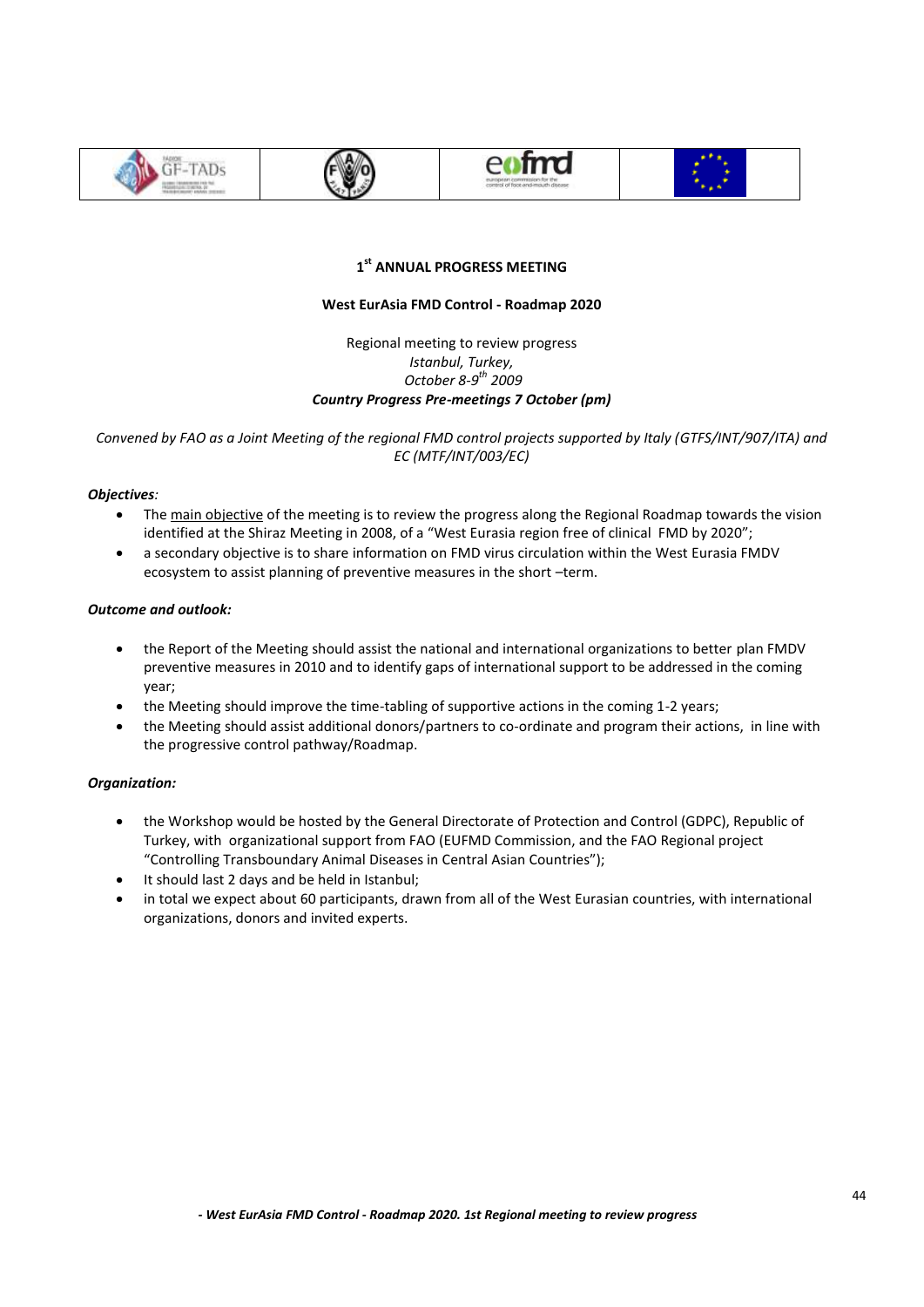**1st ANNUAL PROGRESS MEETING**

**West EurAsia FMD Control - Roadmap 2020**

Regional meeting to review progress
*Istanbul, Turkey,*
*October 8-9th 2009*
***Country Progress Pre-meetings 7 October (pm)***

*Convened by FAO as a Joint Meeting of the regional FMD control projects supported by Italy (GTFS/INT/907/ITA) and EC (MTF/INT/003/EC)*

***Objectives:***

- The main objective of the meeting is to review the progress along the Regional Roadmap towards the vision identified at the Shiraz Meeting in 2008, of a "West Eurasia region free of clinical FMD by 2020";
- a secondary objective is to share information on FMD virus circulation within the West Eurasia FMDV ecosystem to assist planning of preventive measures in the short –term.

***Outcome and outlook:***

- the Report of the Meeting should assist the national and international organizations to better plan FMDV preventive measures in 2010 and to identify gaps of international support to be addressed in the coming year;
- the Meeting should improve the time-tabling of supportive actions in the coming 1-2 years;
- the Meeting should assist additional donors/partners to co-ordinate and program their actions, in line with the progressive control pathway/Roadmap.

***Organization:***

- the Workshop would be hosted by the General Directorate of Protection and Control (GDPC), Republic of Turkey, with organizational support from FAO (EUFMD Commission, and the FAO Regional project "Controlling Transboundary Animal Diseases in Central Asian Countries");
- It should last 2 days and be held in Istanbul;
- in total we expect about 60 participants, drawn from all of the West Eurasian countries, with international organizations, donors and invited experts.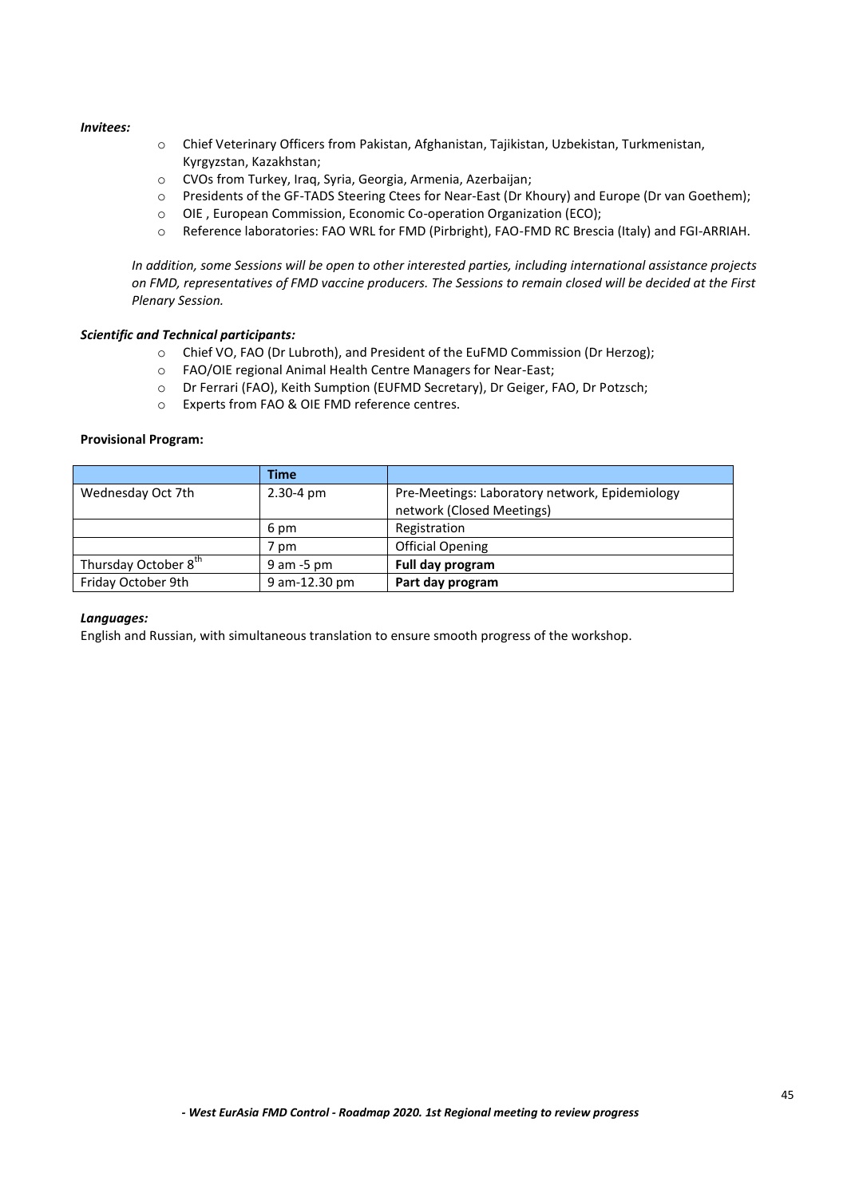***Invitees:***

- Chief Veterinary Officers from Pakistan, Afghanistan, Tajikistan, Uzbekistan, Turkmenistan, Kyrgyzstan, Kazakhstan;
- CVOs from Turkey, Iraq, Syria, Georgia, Armenia, Azerbaijan;
- Presidents of the GF-TADS Steering Ctees for Near-East (Dr Khoury) and Europe (Dr van Goethem);
- OIE , European Commission, Economic Co-operation Organization (ECO);
- Reference laboratories: FAO WRL for FMD (Pirbright), FAO-FMD RC Brescia (Italy) and FGI-ARRIAH.

*In addition, some Sessions will be open to other interested parties, including international assistance projects on FMD, representatives of FMD vaccine producers. The Sessions to remain closed will be decided at the First Plenary Session.*

***Scientific and Technical participants:***

- Chief VO, FAO (Dr Lubroth), and President of the EuFMD Commission (Dr Herzog);
- FAO/OIE regional Animal Health Centre Managers for Near-East;
- Dr Ferrari (FAO), Keith Sumption (EUFMD Secretary), Dr Geiger, FAO, Dr Potzsch;
- Experts from FAO & OIE FMD reference centres.

**Provisional Program:**

| | **Time** | |
|---|---|---|
| Wednesday Oct 7th | 2.30-4 pm | Pre-Meetings: Laboratory network, Epidemiology network (Closed Meetings) |
| | 6 pm | Registration |
| | 7 pm | Official Opening |
| Thursday October 8th | 9 am -5 pm | **Full day program** |
| Friday October 9th | 9 am-12.30 pm | **Part day program** |

***Languages:***

English and Russian, with simultaneous translation to ensure smooth progress of the workshop.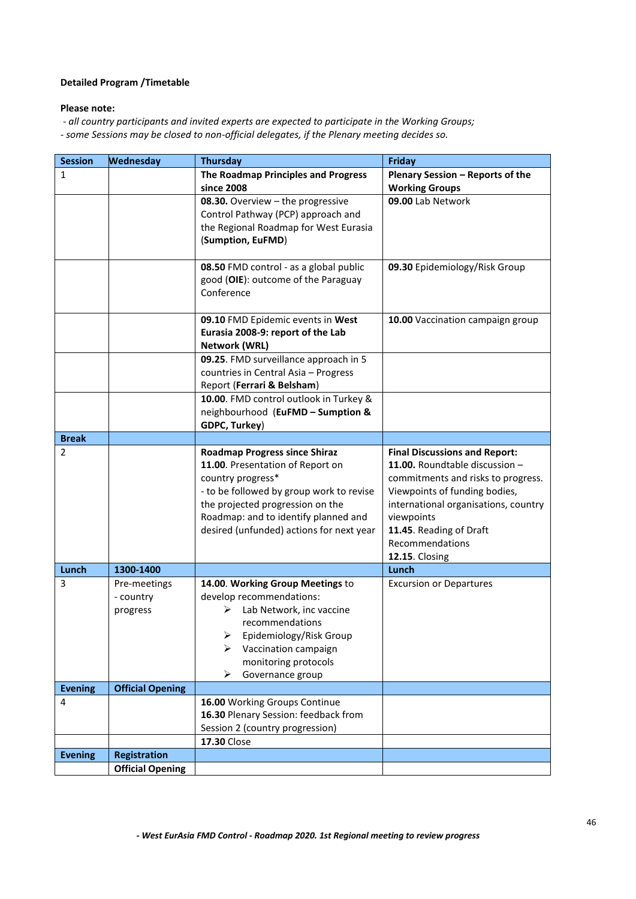**Detailed Program /Timetable**

**Please note:**

*- all country participants and invited experts are expected to participate in the Working Groups;*
*- some Sessions may be closed to non-official delegates, if the Plenary meeting decides so.*

| Session | Wednesday | Thursday | Friday |
|---|---|---|---|
| 1 | | **The Roadmap Principles and Progress since 2008** | **Plenary Session – Reports of the Working Groups** |
| | | **08.30.** Overview – the progressive Control Pathway (PCP) approach and the Regional Roadmap for West Eurasia (**Sumption, EuFMD**) | **09.00** Lab Network |
| | | **08.50** FMD control - as a global public good (**OIE**): outcome of the Paraguay Conference | **09.30** Epidemiology/Risk Group |
| | | **09.10** FMD Epidemic events in **West Eurasia 2008-9: report of the Lab Network (WRL)** | **10.00** Vaccination campaign group |
| | | **09.25**. FMD surveillance approach in 5 countries in Central Asia – Progress Report (**Ferrari & Belsham**) | |
| | | **10.00**. FMD control outlook in Turkey & neighbourhood (**EuFMD – Sumption & GDPC, Turkey**) | |
| **Break** | | | |
| 2 | | **Roadmap Progress since Shiraz**<br>**11.00**. Presentation of Report on country progress*<br>- to be followed by group work to revise the projected progression on the Roadmap: and to identify planned and desired (unfunded) actions for next year | **Final Discussions and Report:**<br>**11.00.** Roundtable discussion – commitments and risks to progress. Viewpoints of funding bodies, international organisations, country viewpoints<br>**11.45**. Reading of Draft Recommendations<br>**12.15**. Closing |
| **Lunch** | 1300-1400 | | **Lunch** |
| 3 | Pre-meetings<br>- country progress | **14.00. Working Group Meetings** to develop recommendations:<br>➢ Lab Network, inc vaccine recommendations<br>➢ Epidemiology/Risk Group<br>➢ Vaccination campaign monitoring protocols<br>➢ Governance group | Excursion or Departures |
| **Evening** | **Official Opening** | | |
| 4 | | **16.00** Working Groups Continue<br>**16.30** Plenary Session: feedback from Session 2 (country progression) | |
| | | **17.30** Close | |
| **Evening** | **Registration** | | |
| | **Official Opening** | | |

***- West EurAsia FMD Control - Roadmap 2020. 1st Regional meeting to review progress***